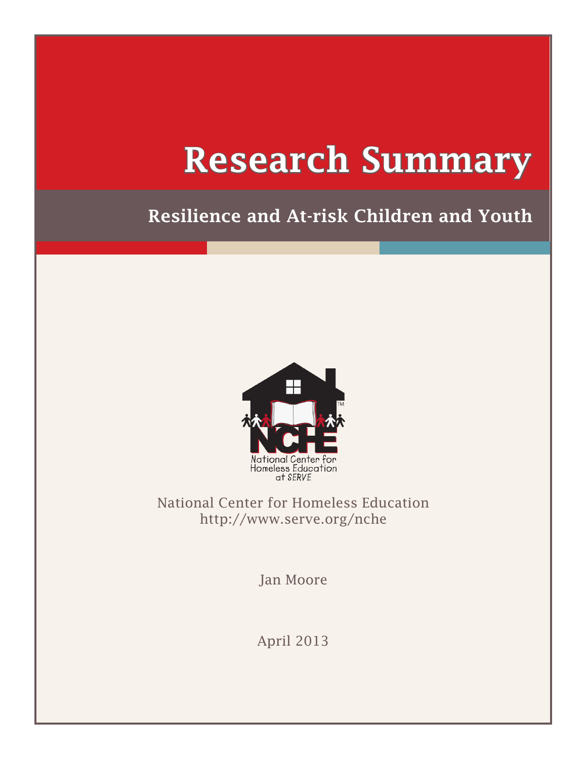# Research Summary

## Resilience and At-risk Children and Youth

National Center for Homeless Education
at SERVE

National Center for Homeless Education
http://www.serve.org/nche

Jan Moore

April 2013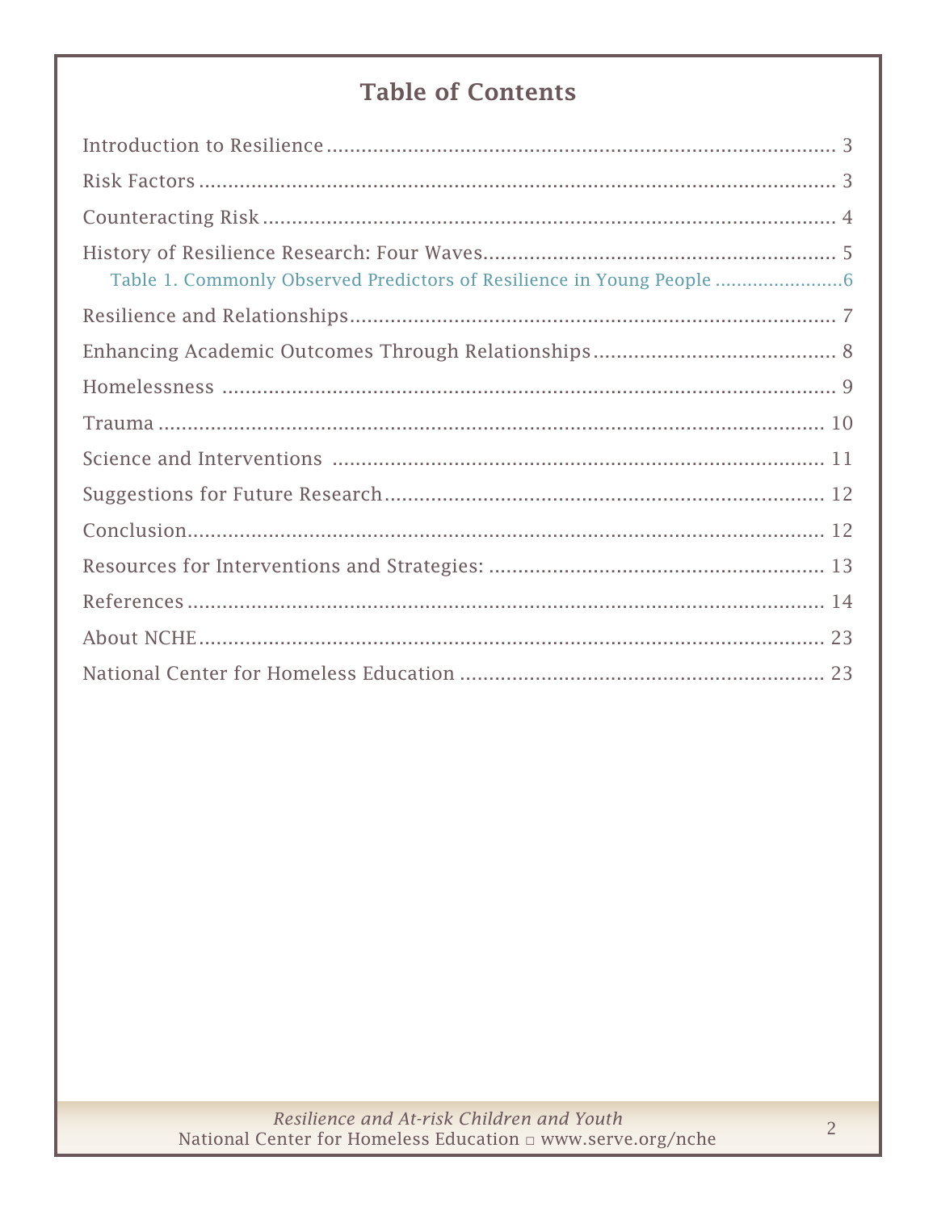# Table of Contents

Introduction to Resilience ........................................................................................ 3

Risk Factors ................................................................................................................ 3

Counteracting Risk ..................................................................................................... 4

History of Resilience Research: Four Waves............................................................ 5

  Table 1. Commonly Observed Predictors of Resilience in Young People .......................6

Resilience and Relationships...................................................................................... 7

Enhancing Academic Outcomes Through Relationships.......................................... 8

Homelessness ............................................................................................................. 9

Trauma ....................................................................................................................... 10

Science and Interventions ........................................................................................ 11

Suggestions for Future Research.............................................................................. 12

Conclusion.................................................................................................................. 12

Resources for Interventions and Strategies: ........................................................... 13

References ................................................................................................................. 14

About NCHE................................................................................................................ 23

National Center for Homeless Education ................................................................ 23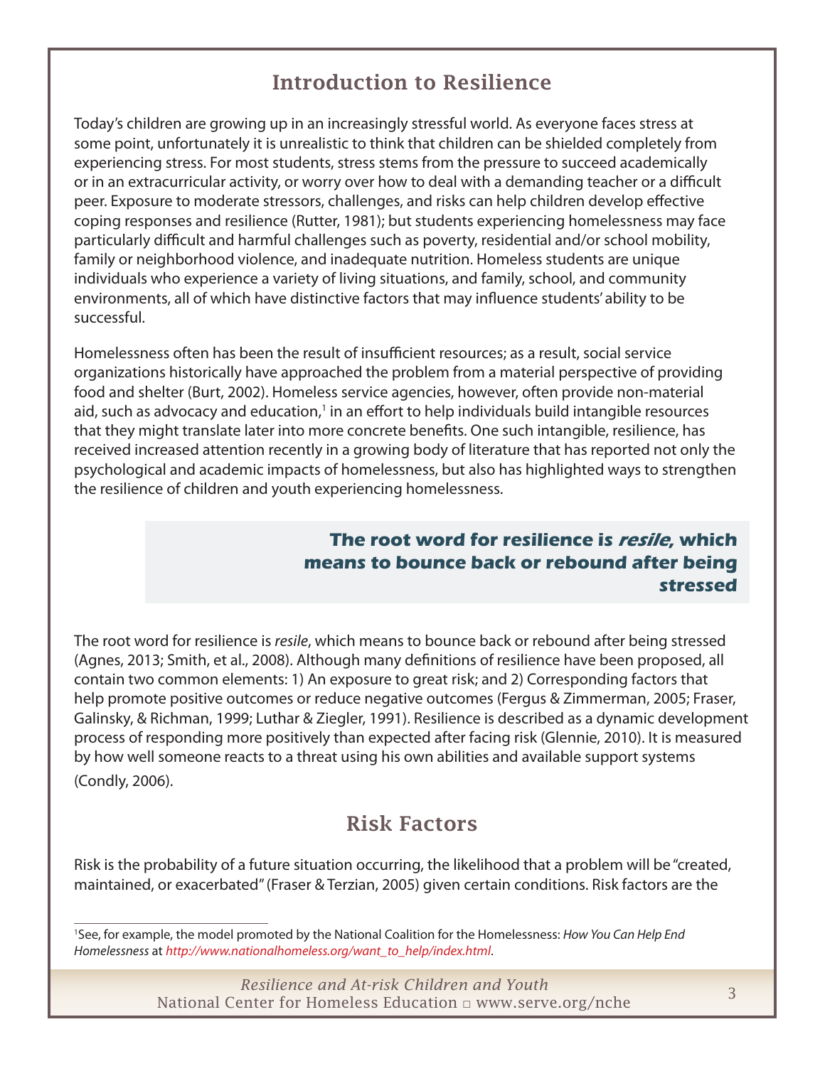## Introduction to Resilience

Today's children are growing up in an increasingly stressful world. As everyone faces stress at some point, unfortunately it is unrealistic to think that children can be shielded completely from experiencing stress. For most students, stress stems from the pressure to succeed academically or in an extracurricular activity, or worry over how to deal with a demanding teacher or a difficult peer. Exposure to moderate stressors, challenges, and risks can help children develop effective coping responses and resilience (Rutter, 1981); but students experiencing homelessness may face particularly difficult and harmful challenges such as poverty, residential and/or school mobility, family or neighborhood violence, and inadequate nutrition. Homeless students are unique individuals who experience a variety of living situations, and family, school, and community environments, all of which have distinctive factors that may influence students' ability to be successful.

Homelessness often has been the result of insufficient resources; as a result, social service organizations historically have approached the problem from a material perspective of providing food and shelter (Burt, 2002). Homeless service agencies, however, often provide non-material aid, such as advocacy and education,[1] in an effort to help individuals build intangible resources that they might translate later into more concrete benefits. One such intangible, resilience, has received increased attention recently in a growing body of literature that has reported not only the psychological and academic impacts of homelessness, but also has highlighted ways to strengthen the resilience of children and youth experiencing homelessness.

> **The root word for resilience is *resile,* which means to bounce back or rebound after being stressed**

The root word for resilience is *resile*, which means to bounce back or rebound after being stressed (Agnes, 2013; Smith, et al., 2008). Although many definitions of resilience have been proposed, all contain two common elements: 1) An exposure to great risk; and 2) Corresponding factors that help promote positive outcomes or reduce negative outcomes (Fergus & Zimmerman, 2005; Fraser, Galinsky, & Richman, 1999; Luthar & Ziegler, 1991). Resilience is described as a dynamic development process of responding more positively than expected after facing risk (Glennie, 2010). It is measured by how well someone reacts to a threat using his own abilities and available support systems (Condly, 2006).

## Risk Factors

Risk is the probability of a future situation occurring, the likelihood that a problem will be "created, maintained, or exacerbated" (Fraser & Terzian, 2005) given certain conditions. Risk factors are the

[1] See, for example, the model promoted by the National Coalition for the Homelessness: *How You Can Help End Homelessness* at *http://www.nationalhomeless.org/want_to_help/index.html*.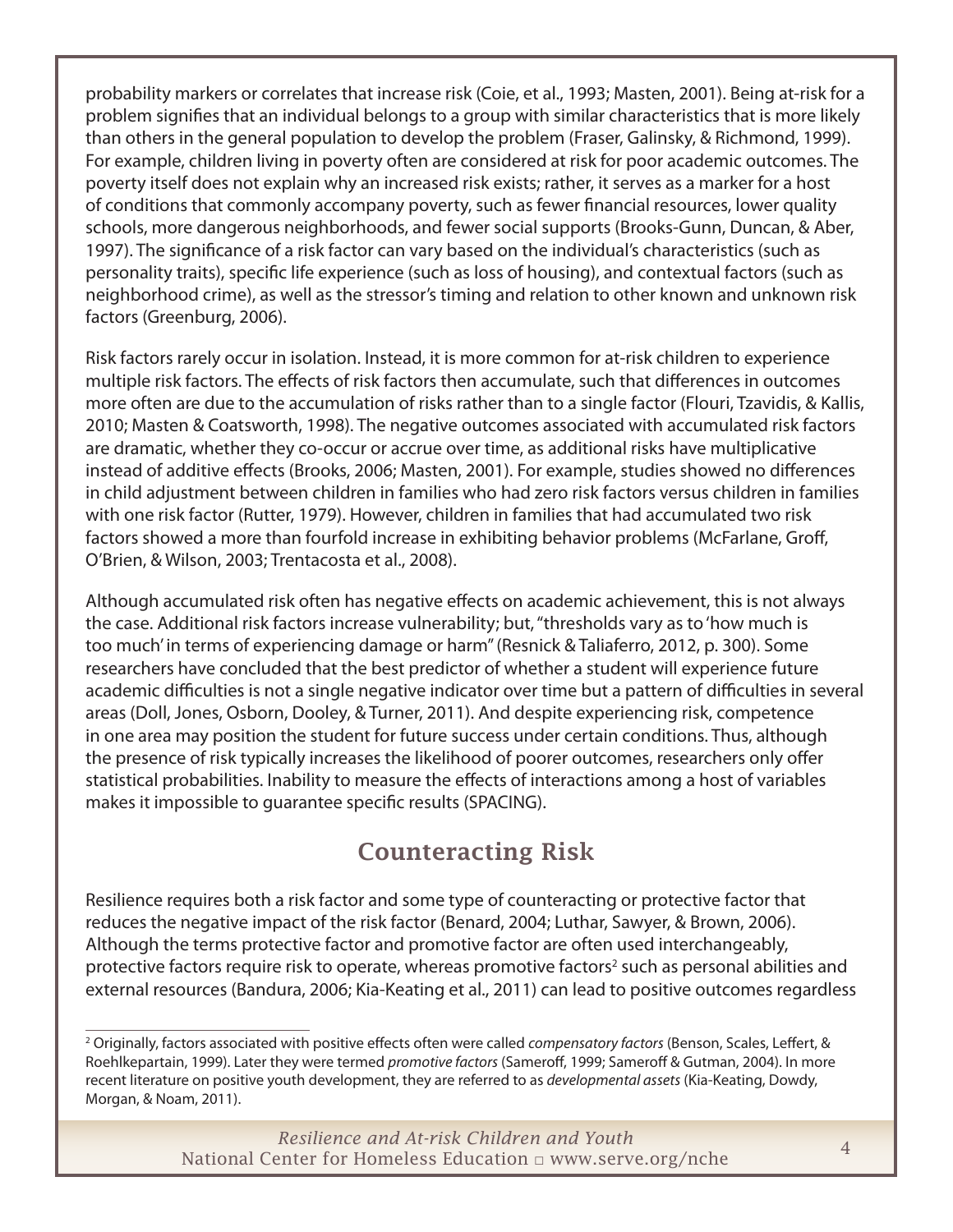probability markers or correlates that increase risk (Coie, et al., 1993; Masten, 2001). Being at-risk for a problem signifies that an individual belongs to a group with similar characteristics that is more likely than others in the general population to develop the problem (Fraser, Galinsky, & Richmond, 1999). For example, children living in poverty often are considered at risk for poor academic outcomes. The poverty itself does not explain why an increased risk exists; rather, it serves as a marker for a host of conditions that commonly accompany poverty, such as fewer financial resources, lower quality schools, more dangerous neighborhoods, and fewer social supports (Brooks-Gunn, Duncan, & Aber, 1997). The significance of a risk factor can vary based on the individual's characteristics (such as personality traits), specific life experience (such as loss of housing), and contextual factors (such as neighborhood crime), as well as the stressor's timing and relation to other known and unknown risk factors (Greenburg, 2006).

Risk factors rarely occur in isolation. Instead, it is more common for at-risk children to experience multiple risk factors. The effects of risk factors then accumulate, such that differences in outcomes more often are due to the accumulation of risks rather than to a single factor (Flouri, Tzavidis, & Kallis, 2010; Masten & Coatsworth, 1998). The negative outcomes associated with accumulated risk factors are dramatic, whether they co-occur or accrue over time, as additional risks have multiplicative instead of additive effects (Brooks, 2006; Masten, 2001). For example, studies showed no differences in child adjustment between children in families who had zero risk factors versus children in families with one risk factor (Rutter, 1979). However, children in families that had accumulated two risk factors showed a more than fourfold increase in exhibiting behavior problems (McFarlane, Groff, O'Brien, & Wilson, 2003; Trentacosta et al., 2008).

Although accumulated risk often has negative effects on academic achievement, this is not always the case. Additional risk factors increase vulnerability; but, "thresholds vary as to 'how much is too much' in terms of experiencing damage or harm" (Resnick & Taliaferro, 2012, p. 300). Some researchers have concluded that the best predictor of whether a student will experience future academic difficulties is not a single negative indicator over time but a pattern of difficulties in several areas (Doll, Jones, Osborn, Dooley, & Turner, 2011). And despite experiencing risk, competence in one area may position the student for future success under certain conditions. Thus, although the presence of risk typically increases the likelihood of poorer outcomes, researchers only offer statistical probabilities. Inability to measure the effects of interactions among a host of variables makes it impossible to guarantee specific results (SPACING).

## Counteracting Risk

Resilience requires both a risk factor and some type of counteracting or protective factor that reduces the negative impact of the risk factor (Benard, 2004; Luthar, Sawyer, & Brown, 2006). Although the terms protective factor and promotive factor are often used interchangeably, protective factors require risk to operate, whereas promotive factors[2] such as personal abilities and external resources (Bandura, 2006; Kia-Keating et al., 2011) can lead to positive outcomes regardless

---

[2] Originally, factors associated with positive effects often were called *compensatory factors* (Benson, Scales, Leffert, & Roehlkepartain, 1999). Later they were termed *promotive factors* (Sameroff, 1999; Sameroff & Gutman, 2004). In more recent literature on positive youth development, they are referred to as *developmental assets* (Kia-Keating, Dowdy, Morgan, & Noam, 2011).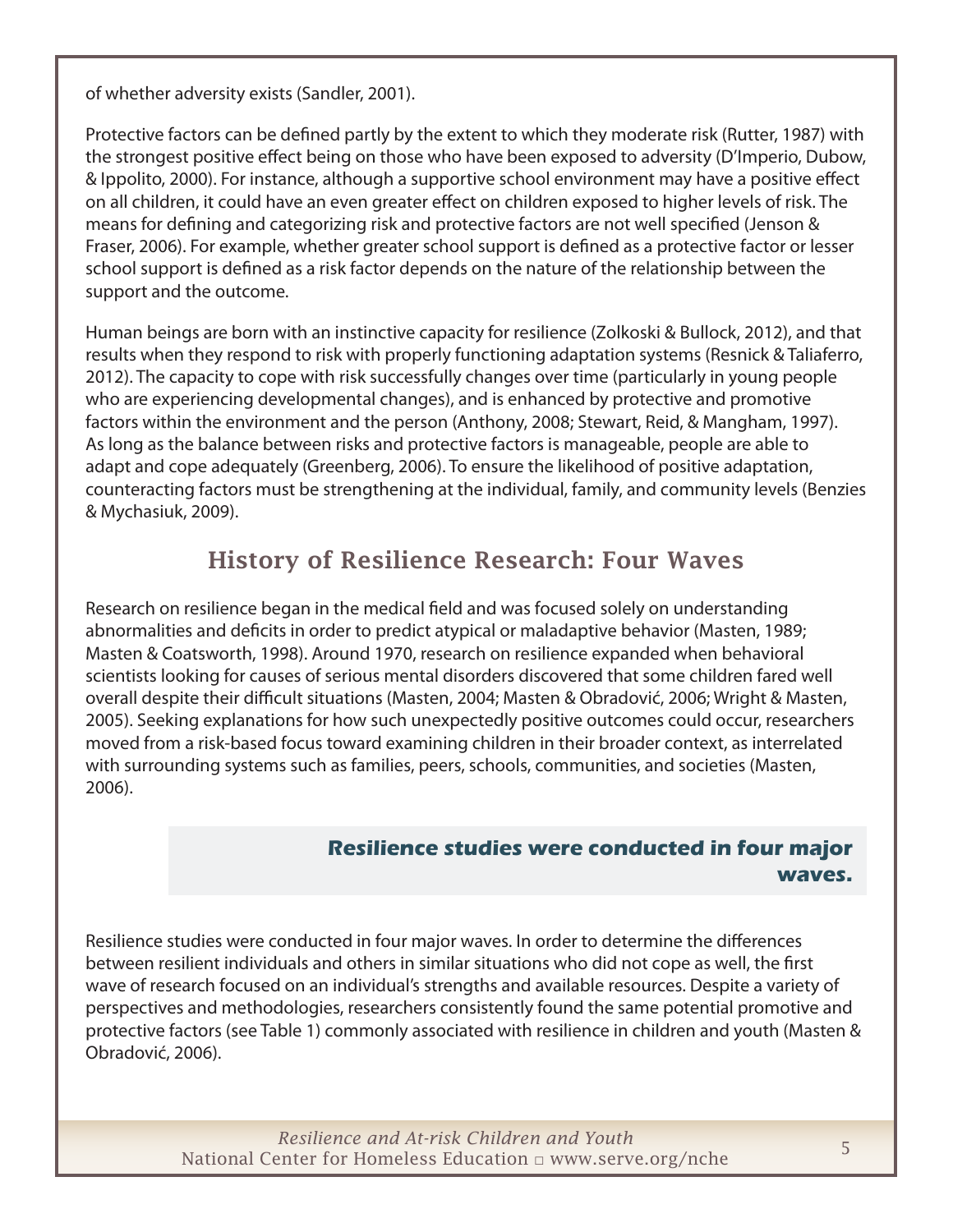of whether adversity exists (Sandler, 2001).

Protective factors can be defined partly by the extent to which they moderate risk (Rutter, 1987) with the strongest positive effect being on those who have been exposed to adversity (D'Imperio, Dubow, & Ippolito, 2000). For instance, although a supportive school environment may have a positive effect on all children, it could have an even greater effect on children exposed to higher levels of risk. The means for defining and categorizing risk and protective factors are not well specified (Jenson & Fraser, 2006). For example, whether greater school support is defined as a protective factor or lesser school support is defined as a risk factor depends on the nature of the relationship between the support and the outcome.

Human beings are born with an instinctive capacity for resilience (Zolkoski & Bullock, 2012), and that results when they respond to risk with properly functioning adaptation systems (Resnick & Taliaferro, 2012). The capacity to cope with risk successfully changes over time (particularly in young people who are experiencing developmental changes), and is enhanced by protective and promotive factors within the environment and the person (Anthony, 2008; Stewart, Reid, & Mangham, 1997). As long as the balance between risks and protective factors is manageable, people are able to adapt and cope adequately (Greenberg, 2006). To ensure the likelihood of positive adaptation, counteracting factors must be strengthening at the individual, family, and community levels (Benzies & Mychasiuk, 2009).

## History of Resilience Research: Four Waves

Research on resilience began in the medical field and was focused solely on understanding abnormalities and deficits in order to predict atypical or maladaptive behavior (Masten, 1989; Masten & Coatsworth, 1998). Around 1970, research on resilience expanded when behavioral scientists looking for causes of serious mental disorders discovered that some children fared well overall despite their difficult situations (Masten, 2004; Masten & Obradović, 2006; Wright & Masten, 2005). Seeking explanations for how such unexpectedly positive outcomes could occur, researchers moved from a risk-based focus toward examining children in their broader context, as interrelated with surrounding systems such as families, peers, schools, communities, and societies (Masten, 2006).

> **Resilience studies were conducted in four major waves.**

Resilience studies were conducted in four major waves. In order to determine the differences between resilient individuals and others in similar situations who did not cope as well, the first wave of research focused on an individual's strengths and available resources. Despite a variety of perspectives and methodologies, researchers consistently found the same potential promotive and protective factors (see Table 1) commonly associated with resilience in children and youth (Masten & Obradović, 2006).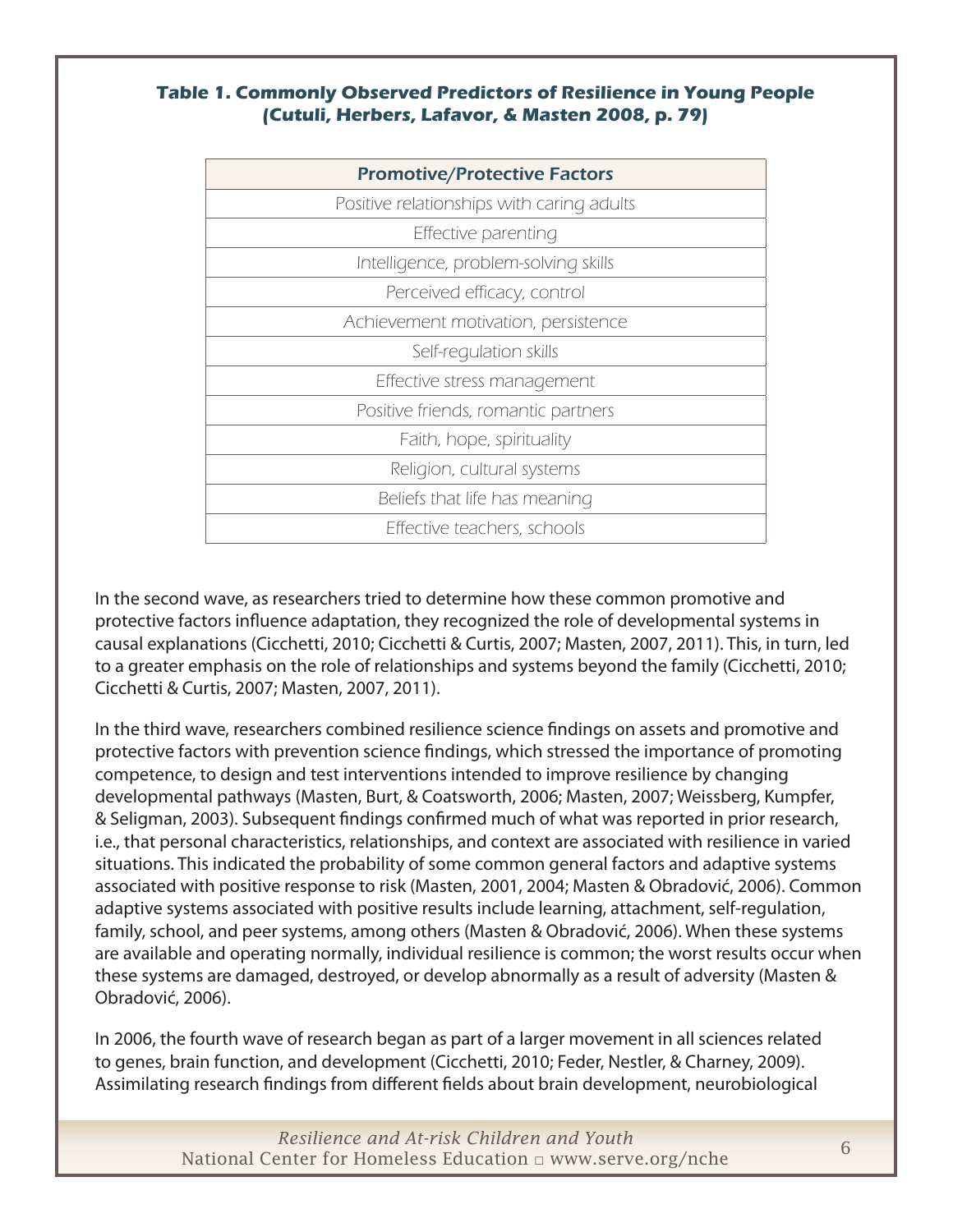**Table 1. Commonly Observed Predictors of Resilience in Young People (Cutuli, Herbers, Lafavor, & Masten 2008, p. 79)**

| Promotive/Protective Factors |
| --- |
| Positive relationships with caring adults |
| Effective parenting |
| Intelligence, problem-solving skills |
| Perceived efficacy, control |
| Achievement motivation, persistence |
| Self-regulation skills |
| Effective stress management |
| Positive friends, romantic partners |
| Faith, hope, spirituality |
| Religion, cultural systems |
| Beliefs that life has meaning |
| Effective teachers, schools |

In the second wave, as researchers tried to determine how these common promotive and protective factors influence adaptation, they recognized the role of developmental systems in causal explanations (Cicchetti, 2010; Cicchetti & Curtis, 2007; Masten, 2007, 2011). This, in turn, led to a greater emphasis on the role of relationships and systems beyond the family (Cicchetti, 2010; Cicchetti & Curtis, 2007; Masten, 2007, 2011).

In the third wave, researchers combined resilience science findings on assets and promotive and protective factors with prevention science findings, which stressed the importance of promoting competence, to design and test interventions intended to improve resilience by changing developmental pathways (Masten, Burt, & Coatsworth, 2006; Masten, 2007; Weissberg, Kumpfer, & Seligman, 2003). Subsequent findings confirmed much of what was reported in prior research, i.e., that personal characteristics, relationships, and context are associated with resilience in varied situations. This indicated the probability of some common general factors and adaptive systems associated with positive response to risk (Masten, 2001, 2004; Masten & Obradović, 2006). Common adaptive systems associated with positive results include learning, attachment, self-regulation, family, school, and peer systems, among others (Masten & Obradović, 2006). When these systems are available and operating normally, individual resilience is common; the worst results occur when these systems are damaged, destroyed, or develop abnormally as a result of adversity (Masten & Obradović, 2006).

In 2006, the fourth wave of research began as part of a larger movement in all sciences related to genes, brain function, and development (Cicchetti, 2010; Feder, Nestler, & Charney, 2009). Assimilating research findings from different fields about brain development, neurobiological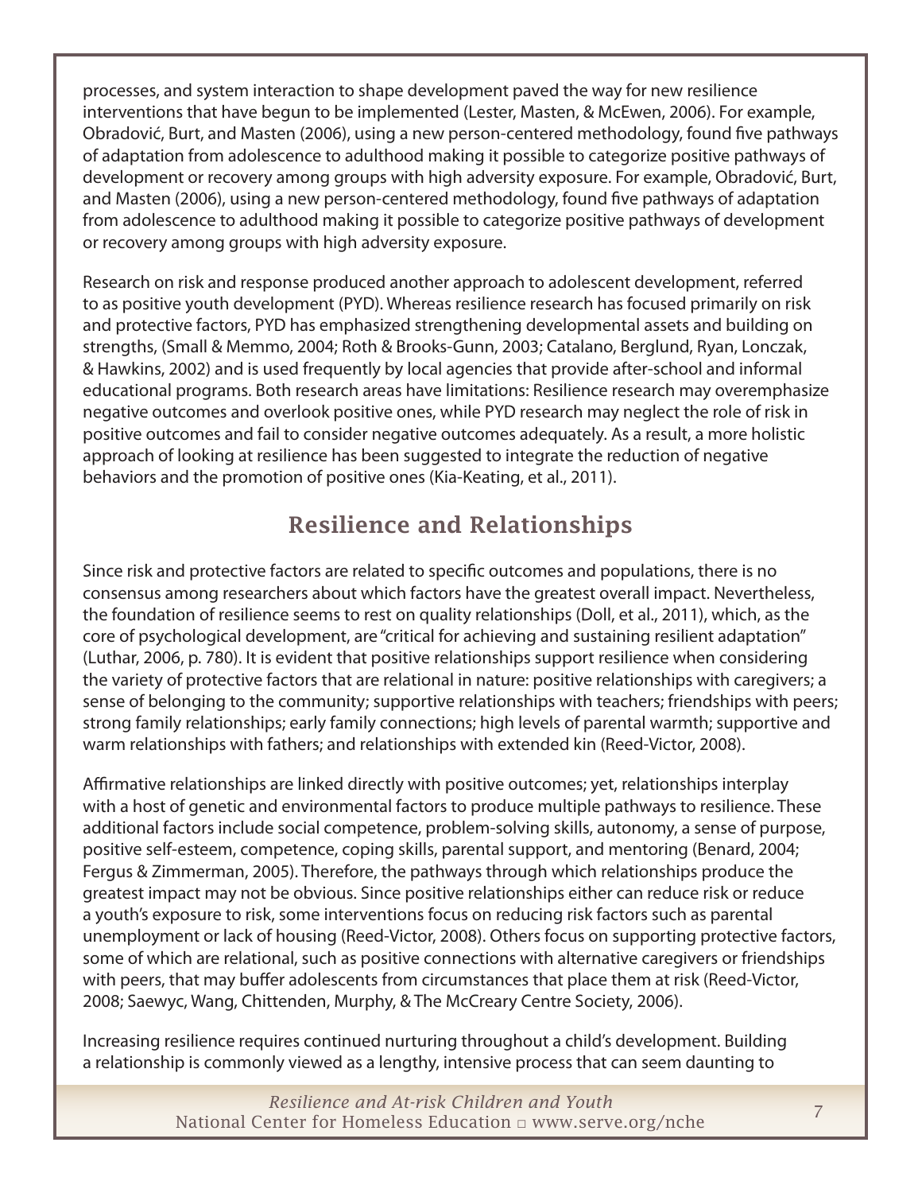processes, and system interaction to shape development paved the way for new resilience interventions that have begun to be implemented (Lester, Masten, & McEwen, 2006). For example, Obradović, Burt, and Masten (2006), using a new person-centered methodology, found five pathways of adaptation from adolescence to adulthood making it possible to categorize positive pathways of development or recovery among groups with high adversity exposure. For example, Obradović, Burt, and Masten (2006), using a new person-centered methodology, found five pathways of adaptation from adolescence to adulthood making it possible to categorize positive pathways of development or recovery among groups with high adversity exposure.

Research on risk and response produced another approach to adolescent development, referred to as positive youth development (PYD). Whereas resilience research has focused primarily on risk and protective factors, PYD has emphasized strengthening developmental assets and building on strengths, (Small & Memmo, 2004; Roth & Brooks-Gunn, 2003; Catalano, Berglund, Ryan, Lonczak, & Hawkins, 2002) and is used frequently by local agencies that provide after-school and informal educational programs. Both research areas have limitations: Resilience research may overemphasize negative outcomes and overlook positive ones, while PYD research may neglect the role of risk in positive outcomes and fail to consider negative outcomes adequately. As a result, a more holistic approach of looking at resilience has been suggested to integrate the reduction of negative behaviors and the promotion of positive ones (Kia-Keating, et al., 2011).

## Resilience and Relationships

Since risk and protective factors are related to specific outcomes and populations, there is no consensus among researchers about which factors have the greatest overall impact. Nevertheless, the foundation of resilience seems to rest on quality relationships (Doll, et al., 2011), which, as the core of psychological development, are "critical for achieving and sustaining resilient adaptation" (Luthar, 2006, p. 780). It is evident that positive relationships support resilience when considering the variety of protective factors that are relational in nature: positive relationships with caregivers; a sense of belonging to the community; supportive relationships with teachers; friendships with peers; strong family relationships; early family connections; high levels of parental warmth; supportive and warm relationships with fathers; and relationships with extended kin (Reed-Victor, 2008).

Affirmative relationships are linked directly with positive outcomes; yet, relationships interplay with a host of genetic and environmental factors to produce multiple pathways to resilience. These additional factors include social competence, problem-solving skills, autonomy, a sense of purpose, positive self-esteem, competence, coping skills, parental support, and mentoring (Benard, 2004; Fergus & Zimmerman, 2005). Therefore, the pathways through which relationships produce the greatest impact may not be obvious. Since positive relationships either can reduce risk or reduce a youth's exposure to risk, some interventions focus on reducing risk factors such as parental unemployment or lack of housing (Reed-Victor, 2008). Others focus on supporting protective factors, some of which are relational, such as positive connections with alternative caregivers or friendships with peers, that may buffer adolescents from circumstances that place them at risk (Reed-Victor, 2008; Saewyc, Wang, Chittenden, Murphy, & The McCreary Centre Society, 2006).

Increasing resilience requires continued nurturing throughout a child's development. Building a relationship is commonly viewed as a lengthy, intensive process that can seem daunting to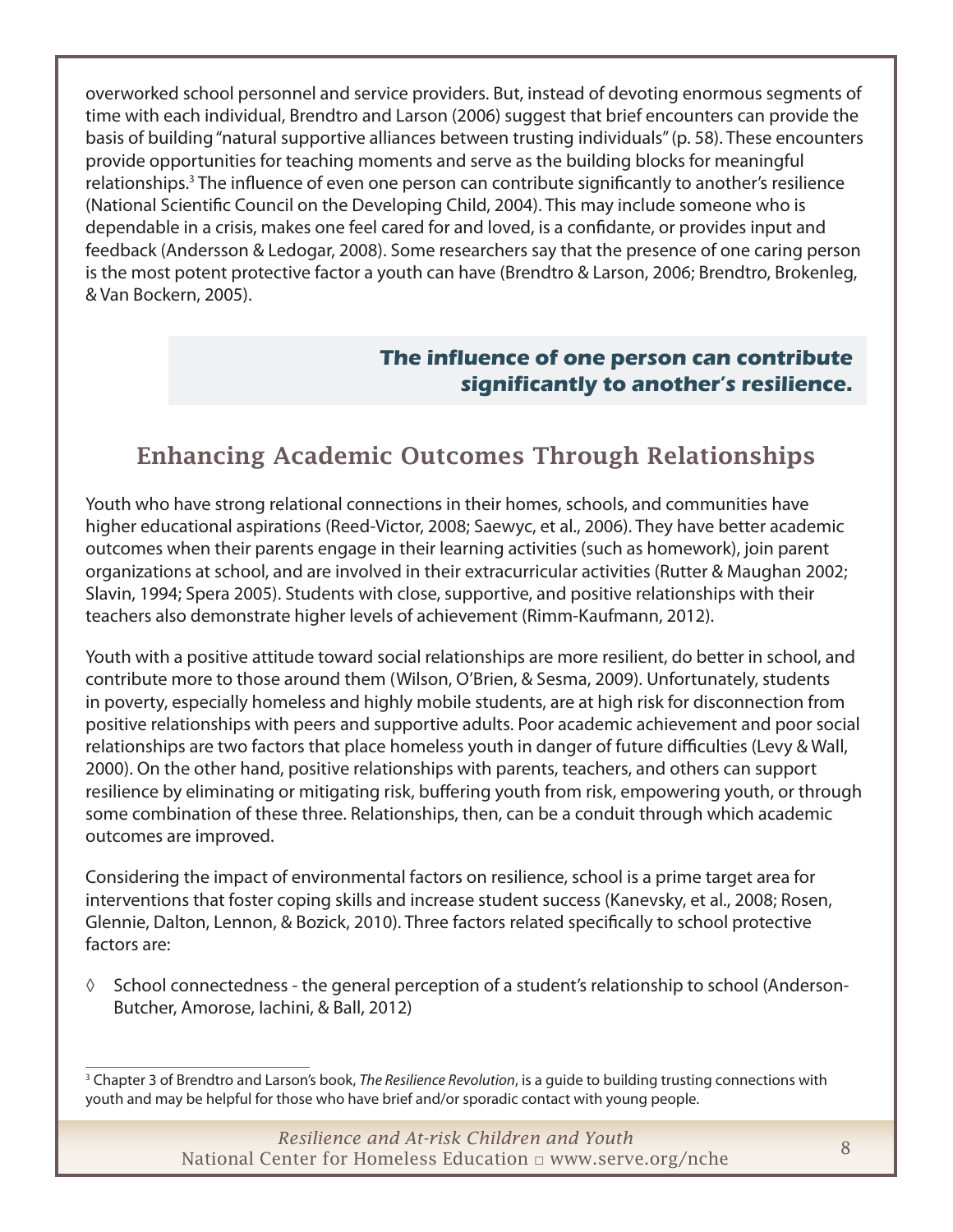overworked school personnel and service providers. But, instead of devoting enormous segments of time with each individual, Brendtro and Larson (2006) suggest that brief encounters can provide the basis of building "natural supportive alliances between trusting individuals" (p. 58). These encounters provide opportunities for teaching moments and serve as the building blocks for meaningful relationships.[3] The influence of even one person can contribute significantly to another's resilience (National Scientific Council on the Developing Child, 2004). This may include someone who is dependable in a crisis, makes one feel cared for and loved, is a confidante, or provides input and feedback (Andersson & Ledogar, 2008). Some researchers say that the presence of one caring person is the most potent protective factor a youth can have (Brendtro & Larson, 2006; Brendtro, Brokenleg, & Van Bockern, 2005).

> ***The influence of one person can contribute significantly to another's resilience.***

## Enhancing Academic Outcomes Through Relationships

Youth who have strong relational connections in their homes, schools, and communities have higher educational aspirations (Reed-Victor, 2008; Saewyc, et al., 2006). They have better academic outcomes when their parents engage in their learning activities (such as homework), join parent organizations at school, and are involved in their extracurricular activities (Rutter & Maughan 2002; Slavin, 1994; Spera 2005). Students with close, supportive, and positive relationships with their teachers also demonstrate higher levels of achievement (Rimm-Kaufmann, 2012).

Youth with a positive attitude toward social relationships are more resilient, do better in school, and contribute more to those around them (Wilson, O'Brien, & Sesma, 2009). Unfortunately, students in poverty, especially homeless and highly mobile students, are at high risk for disconnection from positive relationships with peers and supportive adults. Poor academic achievement and poor social relationships are two factors that place homeless youth in danger of future difficulties (Levy & Wall, 2000). On the other hand, positive relationships with parents, teachers, and others can support resilience by eliminating or mitigating risk, buffering youth from risk, empowering youth, or through some combination of these three. Relationships, then, can be a conduit through which academic outcomes are improved.

Considering the impact of environmental factors on resilience, school is a prime target area for interventions that foster coping skills and increase student success (Kanevsky, et al., 2008; Rosen, Glennie, Dalton, Lennon, & Bozick, 2010). Three factors related specifically to school protective factors are:

- School connectedness - the general perception of a student's relationship to school (Anderson-Butcher, Amorose, Iachini, & Ball, 2012)

---

[3] Chapter 3 of Brendtro and Larson's book, *The Resilience Revolution*, is a guide to building trusting connections with youth and may be helpful for those who have brief and/or sporadic contact with young people.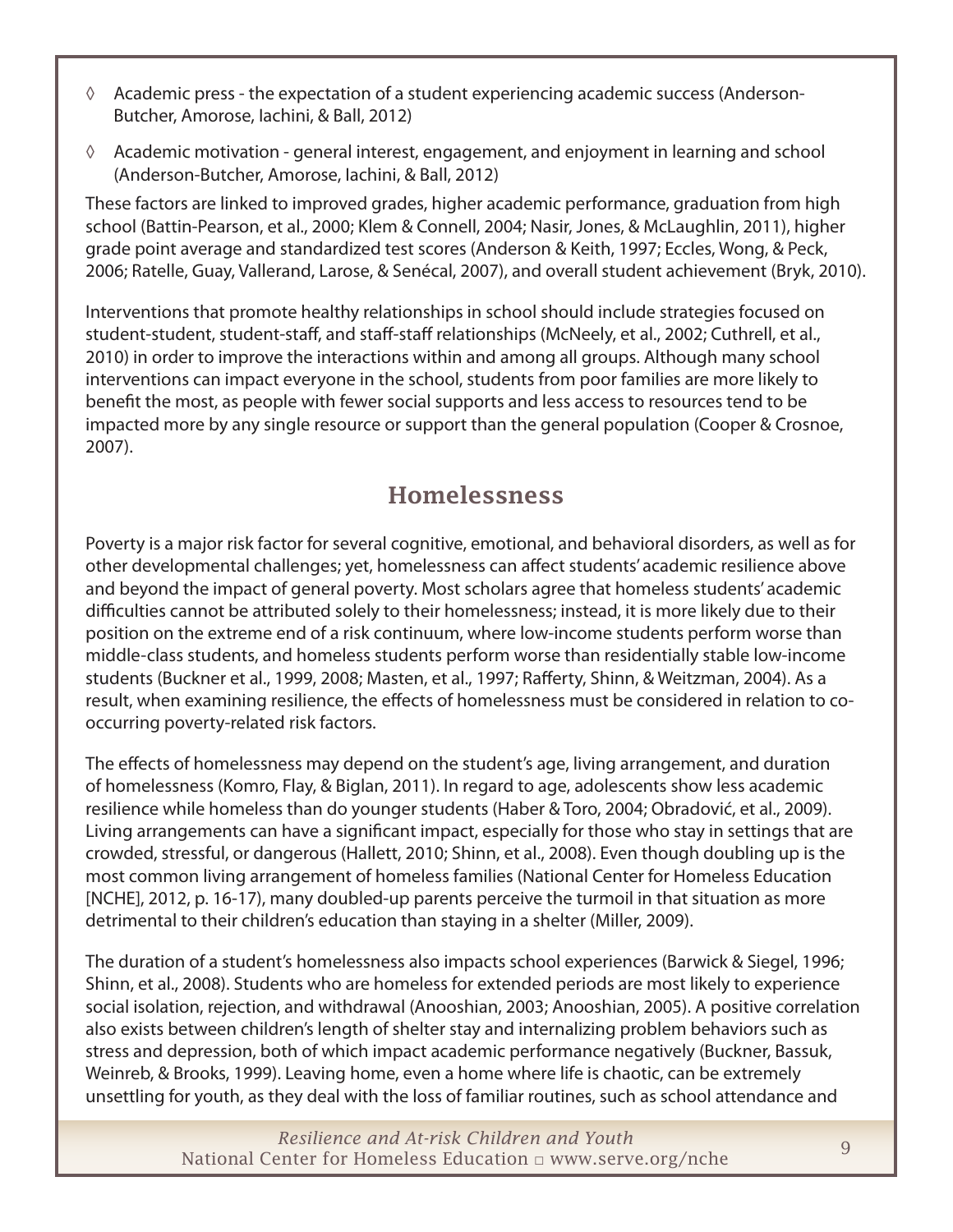- ◊ Academic press - the expectation of a student experiencing academic success (Anderson-Butcher, Amorose, Iachini, & Ball, 2012)
- ◊ Academic motivation - general interest, engagement, and enjoyment in learning and school (Anderson-Butcher, Amorose, Iachini, & Ball, 2012)

These factors are linked to improved grades, higher academic performance, graduation from high school (Battin-Pearson, et al., 2000; Klem & Connell, 2004; Nasir, Jones, & McLaughlin, 2011), higher grade point average and standardized test scores (Anderson & Keith, 1997; Eccles, Wong, & Peck, 2006; Ratelle, Guay, Vallerand, Larose, & Senécal, 2007), and overall student achievement (Bryk, 2010).

Interventions that promote healthy relationships in school should include strategies focused on student-student, student-staff, and staff-staff relationships (McNeely, et al., 2002; Cuthrell, et al., 2010) in order to improve the interactions within and among all groups. Although many school interventions can impact everyone in the school, students from poor families are more likely to benefit the most, as people with fewer social supports and less access to resources tend to be impacted more by any single resource or support than the general population (Cooper & Crosnoe, 2007).

## Homelessness

Poverty is a major risk factor for several cognitive, emotional, and behavioral disorders, as well as for other developmental challenges; yet, homelessness can affect students' academic resilience above and beyond the impact of general poverty. Most scholars agree that homeless students' academic difficulties cannot be attributed solely to their homelessness; instead, it is more likely due to their position on the extreme end of a risk continuum, where low-income students perform worse than middle-class students, and homeless students perform worse than residentially stable low-income students (Buckner et al., 1999, 2008; Masten, et al., 1997; Rafferty, Shinn, & Weitzman, 2004). As a result, when examining resilience, the effects of homelessness must be considered in relation to co-occurring poverty-related risk factors.

The effects of homelessness may depend on the student's age, living arrangement, and duration of homelessness (Komro, Flay, & Biglan, 2011). In regard to age, adolescents show less academic resilience while homeless than do younger students (Haber & Toro, 2004; Obradović, et al., 2009). Living arrangements can have a significant impact, especially for those who stay in settings that are crowded, stressful, or dangerous (Hallett, 2010; Shinn, et al., 2008). Even though doubling up is the most common living arrangement of homeless families (National Center for Homeless Education [NCHE], 2012, p. 16-17), many doubled-up parents perceive the turmoil in that situation as more detrimental to their children's education than staying in a shelter (Miller, 2009).

The duration of a student's homelessness also impacts school experiences (Barwick & Siegel, 1996; Shinn, et al., 2008). Students who are homeless for extended periods are most likely to experience social isolation, rejection, and withdrawal (Anooshian, 2003; Anooshian, 2005). A positive correlation also exists between children's length of shelter stay and internalizing problem behaviors such as stress and depression, both of which impact academic performance negatively (Buckner, Bassuk, Weinreb, & Brooks, 1999). Leaving home, even a home where life is chaotic, can be extremely unsettling for youth, as they deal with the loss of familiar routines, such as school attendance and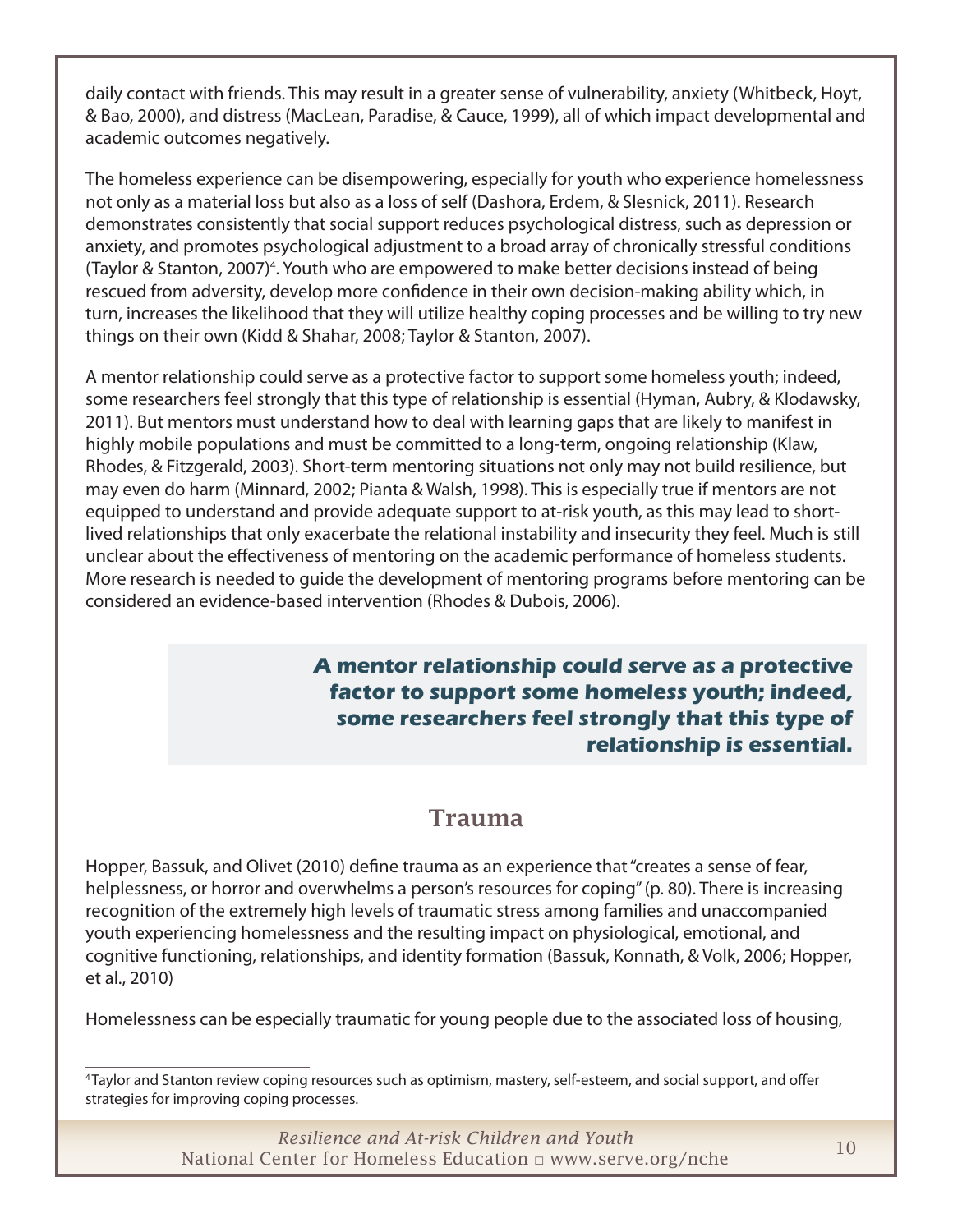daily contact with friends. This may result in a greater sense of vulnerability, anxiety (Whitbeck, Hoyt, & Bao, 2000), and distress (MacLean, Paradise, & Cauce, 1999), all of which impact developmental and academic outcomes negatively.

The homeless experience can be disempowering, especially for youth who experience homelessness not only as a material loss but also as a loss of self (Dashora, Erdem, & Slesnick, 2011). Research demonstrates consistently that social support reduces psychological distress, such as depression or anxiety, and promotes psychological adjustment to a broad array of chronically stressful conditions (Taylor & Stanton, 2007)[4]. Youth who are empowered to make better decisions instead of being rescued from adversity, develop more confidence in their own decision-making ability which, in turn, increases the likelihood that they will utilize healthy coping processes and be willing to try new things on their own (Kidd & Shahar, 2008; Taylor & Stanton, 2007).

A mentor relationship could serve as a protective factor to support some homeless youth; indeed, some researchers feel strongly that this type of relationship is essential (Hyman, Aubry, & Klodawsky, 2011). But mentors must understand how to deal with learning gaps that are likely to manifest in highly mobile populations and must be committed to a long-term, ongoing relationship (Klaw, Rhodes, & Fitzgerald, 2003). Short-term mentoring situations not only may not build resilience, but may even do harm (Minnard, 2002; Pianta & Walsh, 1998). This is especially true if mentors are not equipped to understand and provide adequate support to at-risk youth, as this may lead to short-lived relationships that only exacerbate the relational instability and insecurity they feel. Much is still unclear about the effectiveness of mentoring on the academic performance of homeless students. More research is needed to guide the development of mentoring programs before mentoring can be considered an evidence-based intervention (Rhodes & Dubois, 2006).

> **A mentor relationship could serve as a protective factor to support some homeless youth; indeed, some researchers feel strongly that this type of relationship is essential.**

## Trauma

Hopper, Bassuk, and Olivet (2010) define trauma as an experience that "creates a sense of fear, helplessness, or horror and overwhelms a person's resources for coping" (p. 80). There is increasing recognition of the extremely high levels of traumatic stress among families and unaccompanied youth experiencing homelessness and the resulting impact on physiological, emotional, and cognitive functioning, relationships, and identity formation (Bassuk, Konnath, & Volk, 2006; Hopper, et al., 2010)

Homelessness can be especially traumatic for young people due to the associated loss of housing,

---

[4] Taylor and Stanton review coping resources such as optimism, mastery, self-esteem, and social support, and offer strategies for improving coping processes.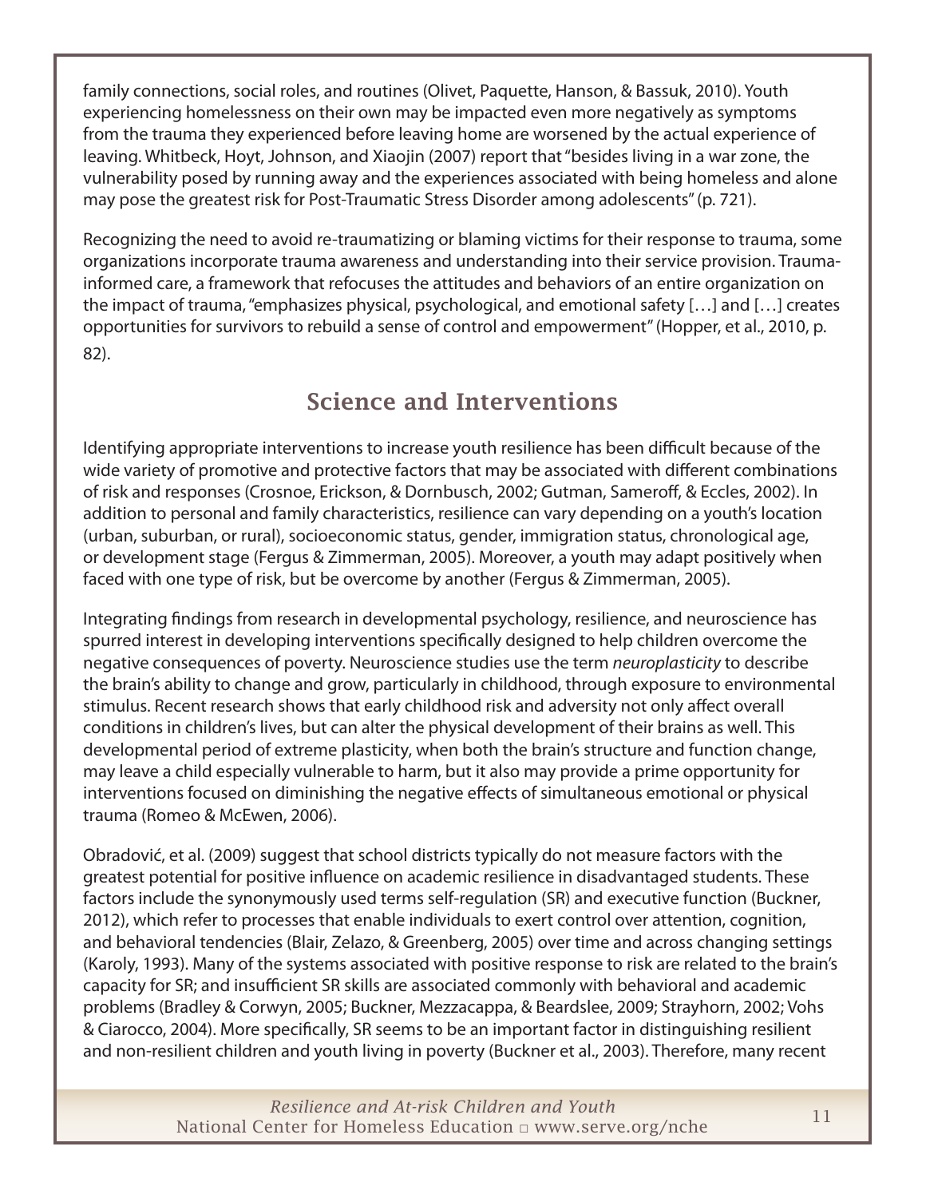family connections, social roles, and routines (Olivet, Paquette, Hanson, & Bassuk, 2010). Youth experiencing homelessness on their own may be impacted even more negatively as symptoms from the trauma they experienced before leaving home are worsened by the actual experience of leaving. Whitbeck, Hoyt, Johnson, and Xiaojin (2007) report that "besides living in a war zone, the vulnerability posed by running away and the experiences associated with being homeless and alone may pose the greatest risk for Post-Traumatic Stress Disorder among adolescents" (p. 721).

Recognizing the need to avoid re-traumatizing or blaming victims for their response to trauma, some organizations incorporate trauma awareness and understanding into their service provision. Trauma-informed care, a framework that refocuses the attitudes and behaviors of an entire organization on the impact of trauma, "emphasizes physical, psychological, and emotional safety […] and […] creates opportunities for survivors to rebuild a sense of control and empowerment" (Hopper, et al., 2010, p. 82).

## Science and Interventions

Identifying appropriate interventions to increase youth resilience has been difficult because of the wide variety of promotive and protective factors that may be associated with different combinations of risk and responses (Crosnoe, Erickson, & Dornbusch, 2002; Gutman, Sameroff, & Eccles, 2002). In addition to personal and family characteristics, resilience can vary depending on a youth's location (urban, suburban, or rural), socioeconomic status, gender, immigration status, chronological age, or development stage (Fergus & Zimmerman, 2005). Moreover, a youth may adapt positively when faced with one type of risk, but be overcome by another (Fergus & Zimmerman, 2005).

Integrating findings from research in developmental psychology, resilience, and neuroscience has spurred interest in developing interventions specifically designed to help children overcome the negative consequences of poverty. Neuroscience studies use the term *neuroplasticity* to describe the brain's ability to change and grow, particularly in childhood, through exposure to environmental stimulus. Recent research shows that early childhood risk and adversity not only affect overall conditions in children's lives, but can alter the physical development of their brains as well. This developmental period of extreme plasticity, when both the brain's structure and function change, may leave a child especially vulnerable to harm, but it also may provide a prime opportunity for interventions focused on diminishing the negative effects of simultaneous emotional or physical trauma (Romeo & McEwen, 2006).

Obradović, et al. (2009) suggest that school districts typically do not measure factors with the greatest potential for positive influence on academic resilience in disadvantaged students. These factors include the synonymously used terms self-regulation (SR) and executive function (Buckner, 2012), which refer to processes that enable individuals to exert control over attention, cognition, and behavioral tendencies (Blair, Zelazo, & Greenberg, 2005) over time and across changing settings (Karoly, 1993). Many of the systems associated with positive response to risk are related to the brain's capacity for SR; and insufficient SR skills are associated commonly with behavioral and academic problems (Bradley & Corwyn, 2005; Buckner, Mezzacappa, & Beardslee, 2009; Strayhorn, 2002; Vohs & Ciarocco, 2004). More specifically, SR seems to be an important factor in distinguishing resilient and non-resilient children and youth living in poverty (Buckner et al., 2003). Therefore, many recent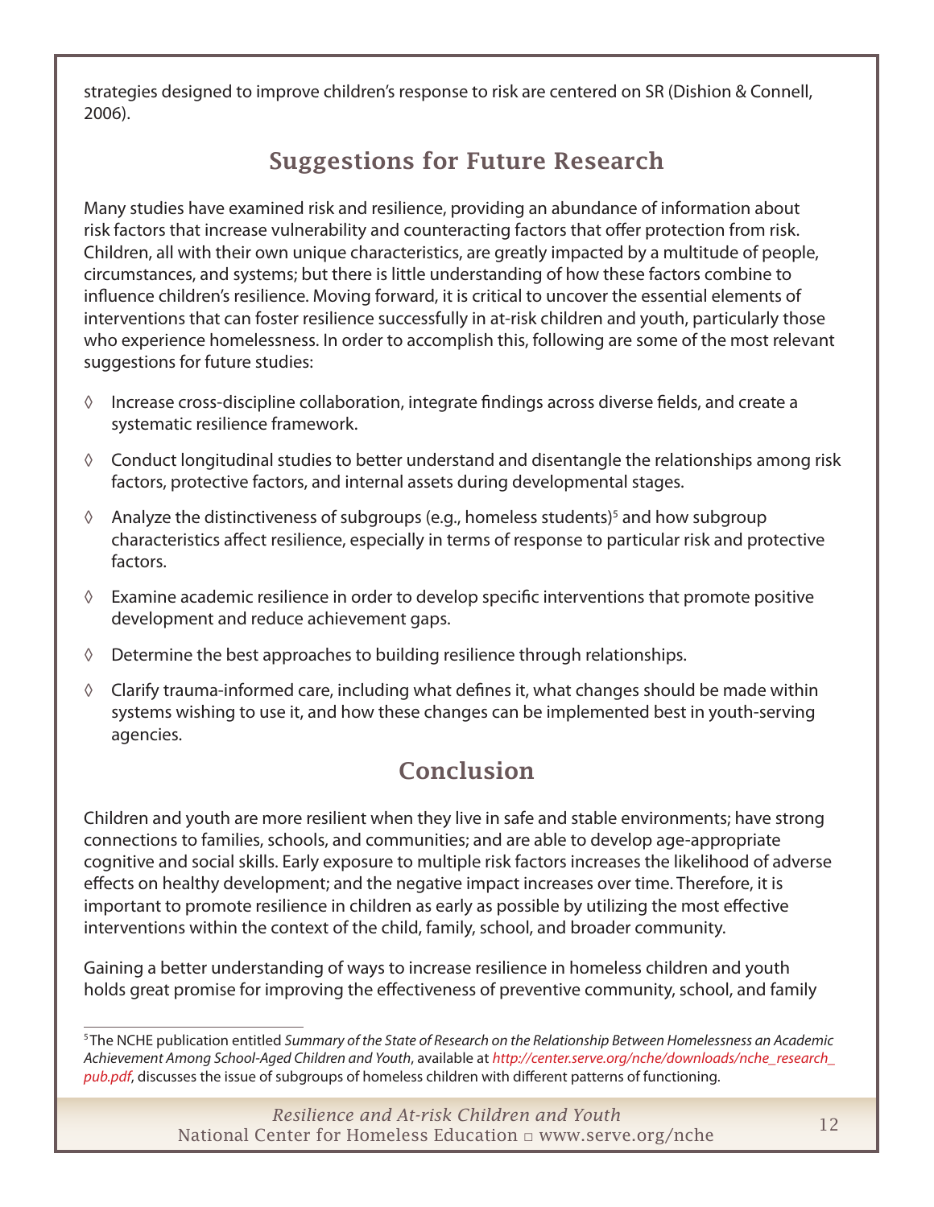strategies designed to improve children's response to risk are centered on SR (Dishion & Connell, 2006).

## Suggestions for Future Research

Many studies have examined risk and resilience, providing an abundance of information about risk factors that increase vulnerability and counteracting factors that offer protection from risk. Children, all with their own unique characteristics, are greatly impacted by a multitude of people, circumstances, and systems; but there is little understanding of how these factors combine to influence children's resilience. Moving forward, it is critical to uncover the essential elements of interventions that can foster resilience successfully in at-risk children and youth, particularly those who experience homelessness. In order to accomplish this, following are some of the most relevant suggestions for future studies:

- Increase cross-discipline collaboration, integrate findings across diverse fields, and create a systematic resilience framework.
- Conduct longitudinal studies to better understand and disentangle the relationships among risk factors, protective factors, and internal assets during developmental stages.
- Analyze the distinctiveness of subgroups (e.g., homeless students)[5] and how subgroup characteristics affect resilience, especially in terms of response to particular risk and protective factors.
- Examine academic resilience in order to develop specific interventions that promote positive development and reduce achievement gaps.
- Determine the best approaches to building resilience through relationships.
- Clarify trauma-informed care, including what defines it, what changes should be made within systems wishing to use it, and how these changes can be implemented best in youth-serving agencies.

## Conclusion

Children and youth are more resilient when they live in safe and stable environments; have strong connections to families, schools, and communities; and are able to develop age-appropriate cognitive and social skills. Early exposure to multiple risk factors increases the likelihood of adverse effects on healthy development; and the negative impact increases over time. Therefore, it is important to promote resilience in children as early as possible by utilizing the most effective interventions within the context of the child, family, school, and broader community.

Gaining a better understanding of ways to increase resilience in homeless children and youth holds great promise for improving the effectiveness of preventive community, school, and family

---

[5] The NCHE publication entitled *Summary of the State of Research on the Relationship Between Homelessness an Academic Achievement Among School-Aged Children and Youth*, available at *http://center.serve.org/nche/downloads/nche_research_pub.pdf*, discusses the issue of subgroups of homeless children with different patterns of functioning.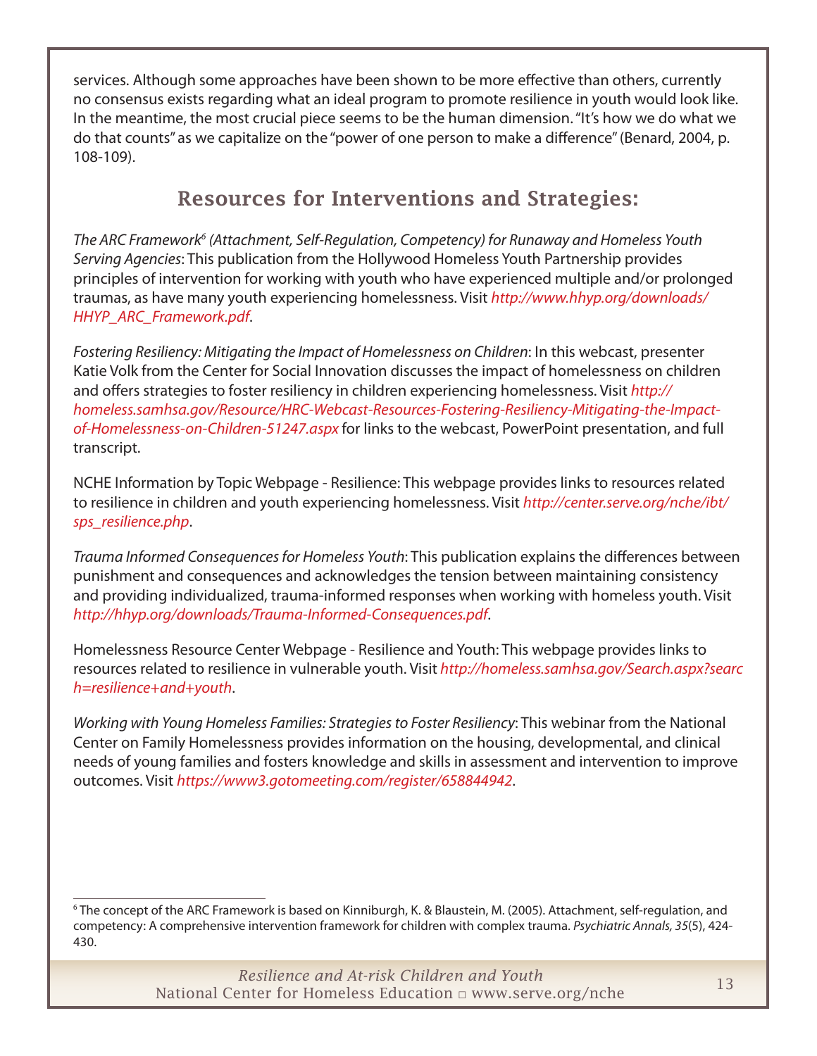services. Although some approaches have been shown to be more effective than others, currently no consensus exists regarding what an ideal program to promote resilience in youth would look like. In the meantime, the most crucial piece seems to be the human dimension. "It's how we do what we do that counts" as we capitalize on the "power of one person to make a difference" (Benard, 2004, p. 108-109).

## Resources for Interventions and Strategies:

*The ARC Framework*[6] *(Attachment, Self-Regulation, Competency) for Runaway and Homeless Youth Serving Agencies*: This publication from the Hollywood Homeless Youth Partnership provides principles of intervention for working with youth who have experienced multiple and/or prolonged traumas, as have many youth experiencing homelessness. Visit *http://www.hhyp.org/downloads/HHYP_ARC_Framework.pdf*.

*Fostering Resiliency: Mitigating the Impact of Homelessness on Children*: In this webcast, presenter Katie Volk from the Center for Social Innovation discusses the impact of homelessness on children and offers strategies to foster resiliency in children experiencing homelessness. Visit *http://homeless.samhsa.gov/Resource/HRC-Webcast-Resources-Fostering-Resiliency-Mitigating-the-Impact-of-Homelessness-on-Children-51247.aspx* for links to the webcast, PowerPoint presentation, and full transcript.

NCHE Information by Topic Webpage - Resilience: This webpage provides links to resources related to resilience in children and youth experiencing homelessness. Visit *http://center.serve.org/nche/ibt/sps_resilience.php*.

*Trauma Informed Consequences for Homeless Youth*: This publication explains the differences between punishment and consequences and acknowledges the tension between maintaining consistency and providing individualized, trauma-informed responses when working with homeless youth. Visit *http://hhyp.org/downloads/Trauma-Informed-Consequences.pdf*.

Homelessness Resource Center Webpage - Resilience and Youth: This webpage provides links to resources related to resilience in vulnerable youth. Visit *http://homeless.samhsa.gov/Search.aspx?search=resilience+and+youth*.

*Working with Young Homeless Families: Strategies to Foster Resiliency*: This webinar from the National Center on Family Homelessness provides information on the housing, developmental, and clinical needs of young families and fosters knowledge and skills in assessment and intervention to improve outcomes. Visit *https://www3.gotomeeting.com/register/658844942*.

---

[6] The concept of the ARC Framework is based on Kinniburgh, K. & Blaustein, M. (2005). Attachment, self-regulation, and competency: A comprehensive intervention framework for children with complex trauma. *Psychiatric Annals, 35*(5), 424-430.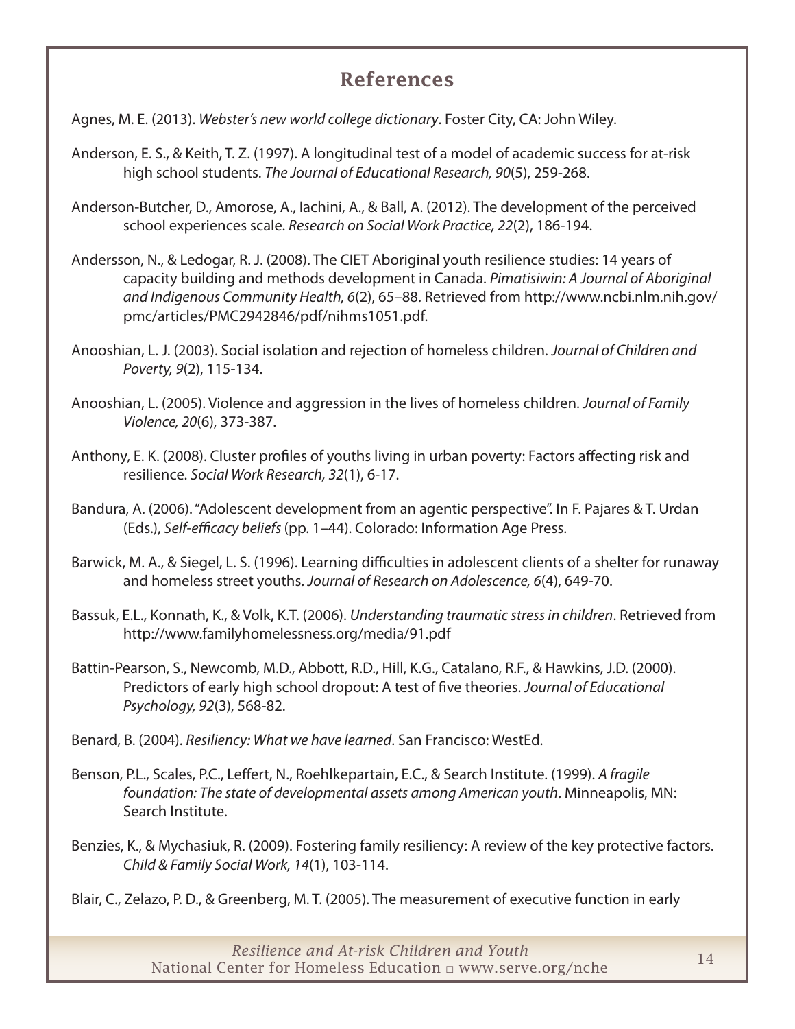## References

Agnes, M. E. (2013). *Webster's new world college dictionary*. Foster City, CA: John Wiley.

Anderson, E. S., & Keith, T. Z. (1997). A longitudinal test of a model of academic success for at-risk high school students. *The Journal of Educational Research, 90*(5), 259-268.

Anderson-Butcher, D., Amorose, A., Iachini, A., & Ball, A. (2012). The development of the perceived school experiences scale. *Research on Social Work Practice, 22*(2), 186-194.

Andersson, N., & Ledogar, R. J. (2008). The CIET Aboriginal youth resilience studies: 14 years of capacity building and methods development in Canada. *Pimatisiwin: A Journal of Aboriginal and Indigenous Community Health, 6*(2), 65–88. Retrieved from http://www.ncbi.nlm.nih.gov/pmc/articles/PMC2942846/pdf/nihms1051.pdf.

Anooshian, L. J. (2003). Social isolation and rejection of homeless children. *Journal of Children and Poverty, 9*(2), 115-134.

Anooshian, L. (2005). Violence and aggression in the lives of homeless children. *Journal of Family Violence, 20*(6), 373-387.

Anthony, E. K. (2008). Cluster profiles of youths living in urban poverty: Factors affecting risk and resilience. *Social Work Research, 32*(1), 6-17.

Bandura, A. (2006). "Adolescent development from an agentic perspective". In F. Pajares & T. Urdan (Eds.), *Self-efficacy beliefs* (pp. 1–44). Colorado: Information Age Press.

Barwick, M. A., & Siegel, L. S. (1996). Learning difficulties in adolescent clients of a shelter for runaway and homeless street youths. *Journal of Research on Adolescence, 6*(4), 649-70.

Bassuk, E.L., Konnath, K., & Volk, K.T. (2006). *Understanding traumatic stress in children*. Retrieved from http://www.familyhomelessness.org/media/91.pdf

Battin-Pearson, S., Newcomb, M.D., Abbott, R.D., Hill, K.G., Catalano, R.F., & Hawkins, J.D. (2000). Predictors of early high school dropout: A test of five theories. *Journal of Educational Psychology, 92*(3), 568-82.

Benard, B. (2004). *Resiliency: What we have learned*. San Francisco: WestEd.

Benson, P.L., Scales, P.C., Leffert, N., Roehlkepartain, E.C., & Search Institute. (1999). *A fragile foundation: The state of developmental assets among American youth*. Minneapolis, MN: Search Institute.

Benzies, K., & Mychasiuk, R. (2009). Fostering family resiliency: A review of the key protective factors. *Child & Family Social Work, 14*(1), 103-114.

Blair, C., Zelazo, P. D., & Greenberg, M. T. (2005). The measurement of executive function in early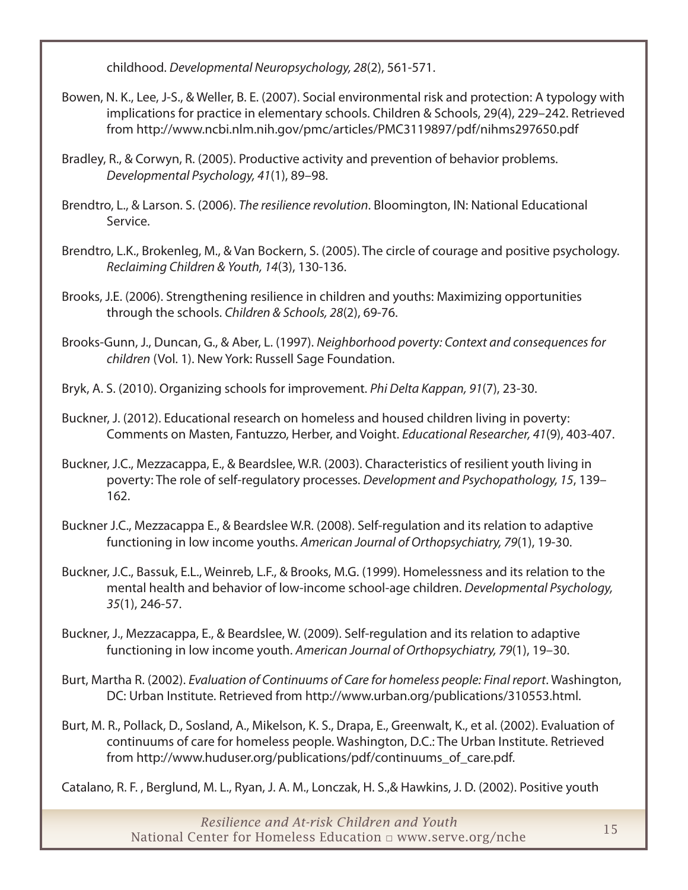childhood. *Developmental Neuropsychology, 28*(2), 561-571.

Bowen, N. K., Lee, J-S., & Weller, B. E. (2007). Social environmental risk and protection: A typology with implications for practice in elementary schools. Children & Schools, 29(4), 229–242. Retrieved from http://www.ncbi.nlm.nih.gov/pmc/articles/PMC3119897/pdf/nihms297650.pdf

Bradley, R., & Corwyn, R. (2005). Productive activity and prevention of behavior problems. *Developmental Psychology, 41*(1), 89–98.

Brendtro, L., & Larson. S. (2006). *The resilience revolution*. Bloomington, IN: National Educational Service.

Brendtro, L.K., Brokenleg, M., & Van Bockern, S. (2005). The circle of courage and positive psychology. *Reclaiming Children & Youth, 14*(3), 130-136.

Brooks, J.E. (2006). Strengthening resilience in children and youths: Maximizing opportunities through the schools. *Children & Schools, 28*(2), 69-76.

Brooks-Gunn, J., Duncan, G., & Aber, L. (1997). *Neighborhood poverty: Context and consequences for children* (Vol. 1). New York: Russell Sage Foundation.

Bryk, A. S. (2010). Organizing schools for improvement. *Phi Delta Kappan, 91*(7), 23-30.

Buckner, J. (2012). Educational research on homeless and housed children living in poverty: Comments on Masten, Fantuzzo, Herber, and Voight. *Educational Researcher, 41*(9), 403-407.

Buckner, J.C., Mezzacappa, E., & Beardslee, W.R. (2003). Characteristics of resilient youth living in poverty: The role of self-regulatory processes. *Development and Psychopathology, 15*, 139–162.

Buckner J.C., Mezzacappa E., & Beardslee W.R. (2008). Self-regulation and its relation to adaptive functioning in low income youths. *American Journal of Orthopsychiatry, 79*(1), 19-30.

Buckner, J.C., Bassuk, E.L., Weinreb, L.F., & Brooks, M.G. (1999). Homelessness and its relation to the mental health and behavior of low-income school-age children. *Developmental Psychology, 35*(1), 246-57.

Buckner, J., Mezzacappa, E., & Beardslee, W. (2009). Self-regulation and its relation to adaptive functioning in low income youth. *American Journal of Orthopsychiatry, 79*(1), 19–30.

Burt, Martha R. (2002). *Evaluation of Continuums of Care for homeless people: Final report*. Washington, DC: Urban Institute. Retrieved from http://www.urban.org/publications/310553.html.

Burt, M. R., Pollack, D., Sosland, A., Mikelson, K. S., Drapa, E., Greenwalt, K., et al. (2002). Evaluation of continuums of care for homeless people. Washington, D.C.: The Urban Institute. Retrieved from http://www.huduser.org/publications/pdf/continuums_of_care.pdf.

Catalano, R. F. , Berglund, M. L., Ryan, J. A. M., Lonczak, H. S.,& Hawkins, J. D. (2002). Positive youth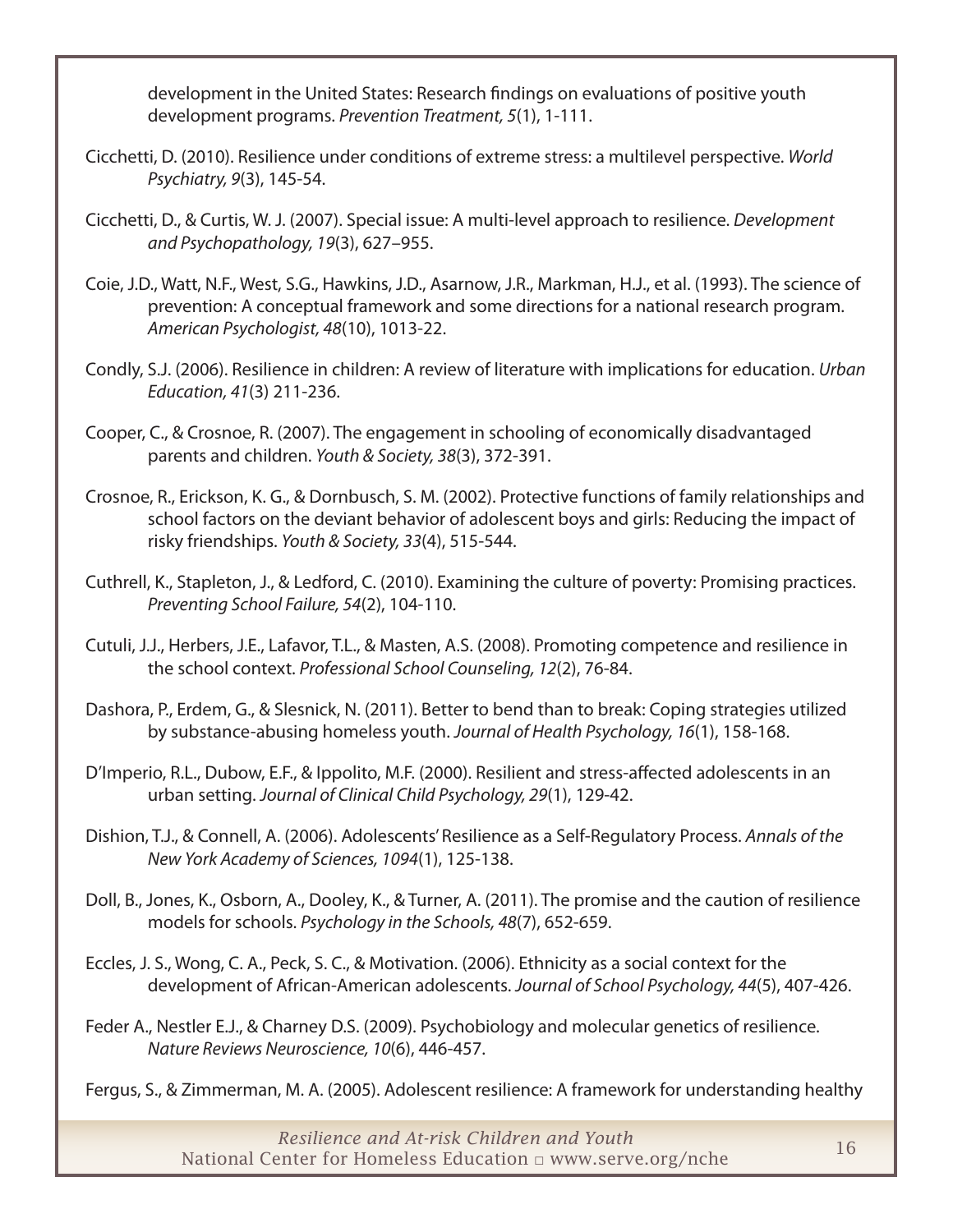development in the United States: Research findings on evaluations of positive youth development programs. *Prevention Treatment, 5*(1), 1-111.

Cicchetti, D. (2010). Resilience under conditions of extreme stress: a multilevel perspective. *World Psychiatry, 9*(3), 145-54.

Cicchetti, D., & Curtis, W. J. (2007). Special issue: A multi-level approach to resilience. *Development and Psychopathology, 19*(3), 627–955.

Coie, J.D., Watt, N.F., West, S.G., Hawkins, J.D., Asarnow, J.R., Markman, H.J., et al. (1993). The science of prevention: A conceptual framework and some directions for a national research program. *American Psychologist, 48*(10), 1013-22.

Condly, S.J. (2006). Resilience in children: A review of literature with implications for education. *Urban Education, 41*(3) 211-236.

Cooper, C., & Crosnoe, R. (2007). The engagement in schooling of economically disadvantaged parents and children. *Youth & Society, 38*(3), 372-391.

Crosnoe, R., Erickson, K. G., & Dornbusch, S. M. (2002). Protective functions of family relationships and school factors on the deviant behavior of adolescent boys and girls: Reducing the impact of risky friendships. *Youth & Society, 33*(4), 515-544.

Cuthrell, K., Stapleton, J., & Ledford, C. (2010). Examining the culture of poverty: Promising practices. *Preventing School Failure, 54*(2), 104-110.

Cutuli, J.J., Herbers, J.E., Lafavor, T.L., & Masten, A.S. (2008). Promoting competence and resilience in the school context. *Professional School Counseling, 12*(2), 76-84.

Dashora, P., Erdem, G., & Slesnick, N. (2011). Better to bend than to break: Coping strategies utilized by substance-abusing homeless youth. *Journal of Health Psychology, 16*(1), 158-168.

D'Imperio, R.L., Dubow, E.F., & Ippolito, M.F. (2000). Resilient and stress-affected adolescents in an urban setting. *Journal of Clinical Child Psychology, 29*(1), 129-42.

Dishion, T.J., & Connell, A. (2006). Adolescents' Resilience as a Self-Regulatory Process. *Annals of the New York Academy of Sciences, 1094*(1), 125-138.

Doll, B., Jones, K., Osborn, A., Dooley, K., & Turner, A. (2011). The promise and the caution of resilience models for schools. *Psychology in the Schools, 48*(7), 652-659.

Eccles, J. S., Wong, C. A., Peck, S. C., & Motivation. (2006). Ethnicity as a social context for the development of African-American adolescents. *Journal of School Psychology, 44*(5), 407-426.

Feder A., Nestler E.J., & Charney D.S. (2009). Psychobiology and molecular genetics of resilience. *Nature Reviews Neuroscience, 10*(6), 446-457.

Fergus, S., & Zimmerman, M. A. (2005). Adolescent resilience: A framework for understanding healthy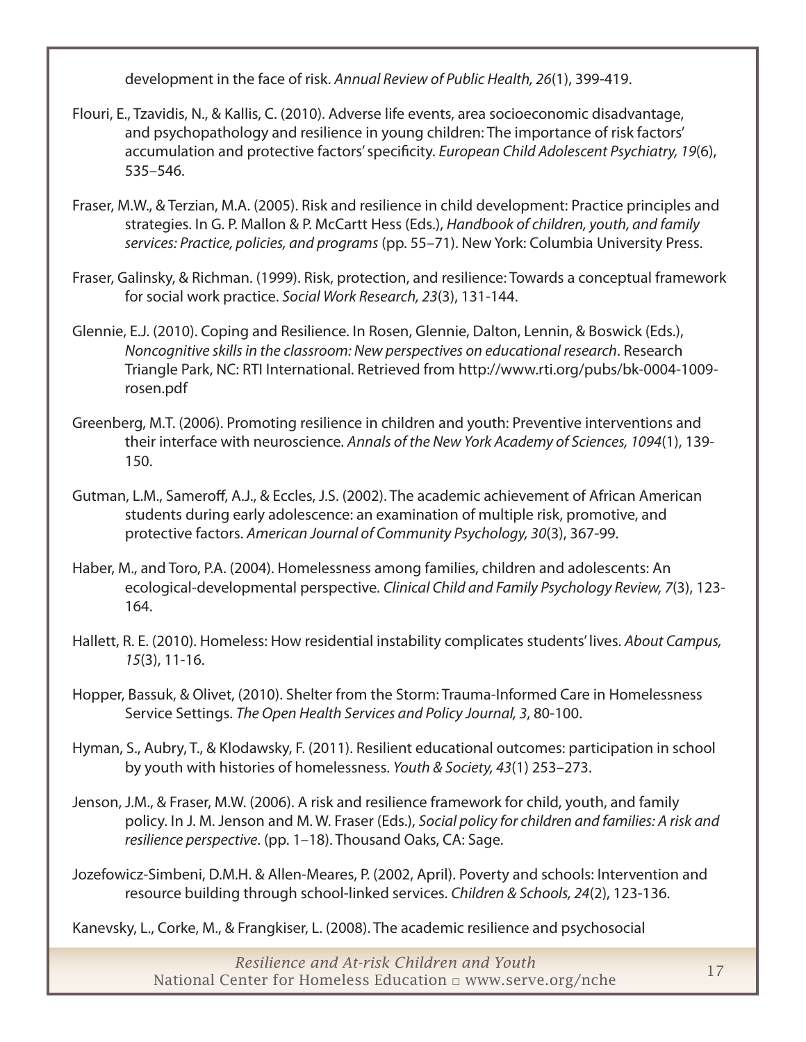development in the face of risk. *Annual Review of Public Health, 26*(1), 399-419.

Flouri, E., Tzavidis, N., & Kallis, C. (2010). Adverse life events, area socioeconomic disadvantage, and psychopathology and resilience in young children: The importance of risk factors' accumulation and protective factors' specificity. *European Child Adolescent Psychiatry, 19*(6), 535–546.

Fraser, M.W., & Terzian, M.A. (2005). Risk and resilience in child development: Practice principles and strategies. In G. P. Mallon & P. McCartt Hess (Eds.), *Handbook of children, youth, and family services: Practice, policies, and programs* (pp. 55–71). New York: Columbia University Press.

Fraser, Galinsky, & Richman. (1999). Risk, protection, and resilience: Towards a conceptual framework for social work practice. *Social Work Research, 23*(3), 131-144.

Glennie, E.J. (2010). Coping and Resilience. In Rosen, Glennie, Dalton, Lennin, & Boswick (Eds.), *Noncognitive skills in the classroom: New perspectives on educational research*. Research Triangle Park, NC: RTI International. Retrieved from http://www.rti.org/pubs/bk-0004-1009-rosen.pdf

Greenberg, M.T. (2006). Promoting resilience in children and youth: Preventive interventions and their interface with neuroscience. *Annals of the New York Academy of Sciences, 1094*(1), 139-150.

Gutman, L.M., Sameroff, A.J., & Eccles, J.S. (2002). The academic achievement of African American students during early adolescence: an examination of multiple risk, promotive, and protective factors. *American Journal of Community Psychology, 30*(3), 367-99.

Haber, M., and Toro, P.A. (2004). Homelessness among families, children and adolescents: An ecological-developmental perspective. *Clinical Child and Family Psychology Review, 7*(3), 123-164.

Hallett, R. E. (2010). Homeless: How residential instability complicates students' lives. *About Campus, 15*(3), 11-16.

Hopper, Bassuk, & Olivet, (2010). Shelter from the Storm: Trauma-Informed Care in Homelessness Service Settings. *The Open Health Services and Policy Journal, 3*, 80-100.

Hyman, S., Aubry, T., & Klodawsky, F. (2011). Resilient educational outcomes: participation in school by youth with histories of homelessness. *Youth & Society, 43*(1) 253–273.

Jenson, J.M., & Fraser, M.W. (2006). A risk and resilience framework for child, youth, and family policy. In J. M. Jenson and M. W. Fraser (Eds.), *Social policy for children and families: A risk and resilience perspective*. (pp. 1–18). Thousand Oaks, CA: Sage.

Jozefowicz-Simbeni, D.M.H. & Allen-Meares, P. (2002, April). Poverty and schools: Intervention and resource building through school-linked services. *Children & Schools, 24*(2), 123-136.

Kanevsky, L., Corke, M., & Frangkiser, L. (2008). The academic resilience and psychosocial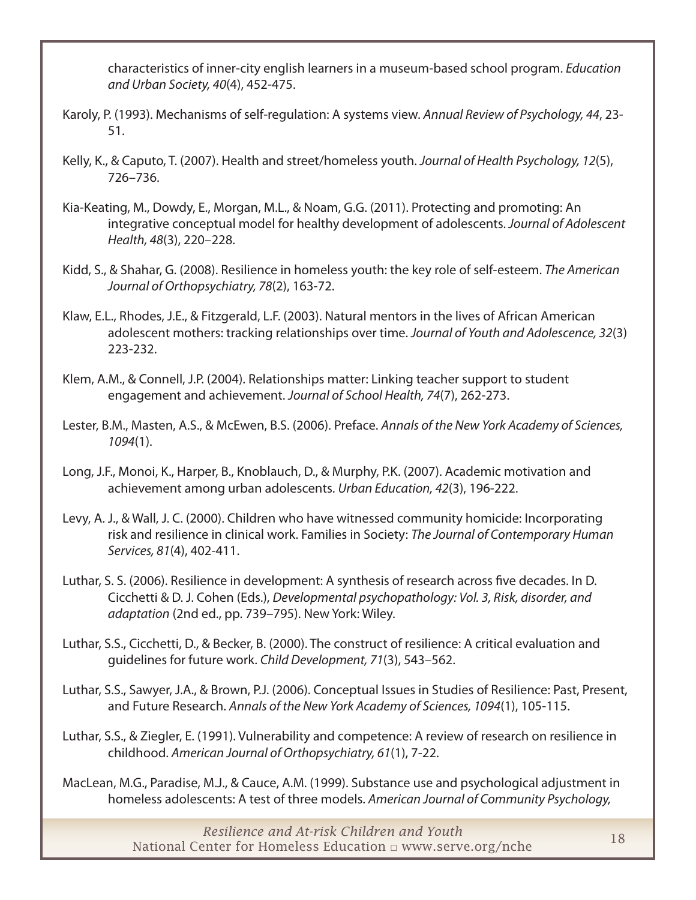characteristics of inner-city english learners in a museum-based school program. *Education and Urban Society, 40*(4), 452-475.

Karoly, P. (1993). Mechanisms of self-regulation: A systems view. *Annual Review of Psychology, 44*, 23-51.

Kelly, K., & Caputo, T. (2007). Health and street/homeless youth. *Journal of Health Psychology, 12*(5), 726–736.

Kia-Keating, M., Dowdy, E., Morgan, M.L., & Noam, G.G. (2011). Protecting and promoting: An integrative conceptual model for healthy development of adolescents. *Journal of Adolescent Health, 48*(3), 220–228.

Kidd, S., & Shahar, G. (2008). Resilience in homeless youth: the key role of self-esteem. *The American Journal of Orthopsychiatry, 78*(2), 163-72.

Klaw, E.L., Rhodes, J.E., & Fitzgerald, L.F. (2003). Natural mentors in the lives of African American adolescent mothers: tracking relationships over time. *Journal of Youth and Adolescence, 32*(3) 223-232.

Klem, A.M., & Connell, J.P. (2004). Relationships matter: Linking teacher support to student engagement and achievement. *Journal of School Health, 74*(7), 262-273.

Lester, B.M., Masten, A.S., & McEwen, B.S. (2006). Preface. *Annals of the New York Academy of Sciences, 1094*(1).

Long, J.F., Monoi, K., Harper, B., Knoblauch, D., & Murphy, P.K. (2007). Academic motivation and achievement among urban adolescents. *Urban Education, 42*(3), 196-222.

Levy, A. J., & Wall, J. C. (2000). Children who have witnessed community homicide: Incorporating risk and resilience in clinical work. Families in Society: *The Journal of Contemporary Human Services, 81*(4), 402-411.

Luthar, S. S. (2006). Resilience in development: A synthesis of research across five decades. In D. Cicchetti & D. J. Cohen (Eds.), *Developmental psychopathology: Vol. 3, Risk, disorder, and adaptation* (2nd ed., pp. 739–795). New York: Wiley.

Luthar, S.S., Cicchetti, D., & Becker, B. (2000). The construct of resilience: A critical evaluation and guidelines for future work. *Child Development, 71*(3), 543–562.

Luthar, S.S., Sawyer, J.A., & Brown, P.J. (2006). Conceptual Issues in Studies of Resilience: Past, Present, and Future Research. *Annals of the New York Academy of Sciences, 1094*(1), 105-115.

Luthar, S.S., & Ziegler, E. (1991). Vulnerability and competence: A review of research on resilience in childhood. *American Journal of Orthopsychiatry, 61*(1), 7-22.

MacLean, M.G., Paradise, M.J., & Cauce, A.M. (1999). Substance use and psychological adjustment in homeless adolescents: A test of three models. *American Journal of Community Psychology,*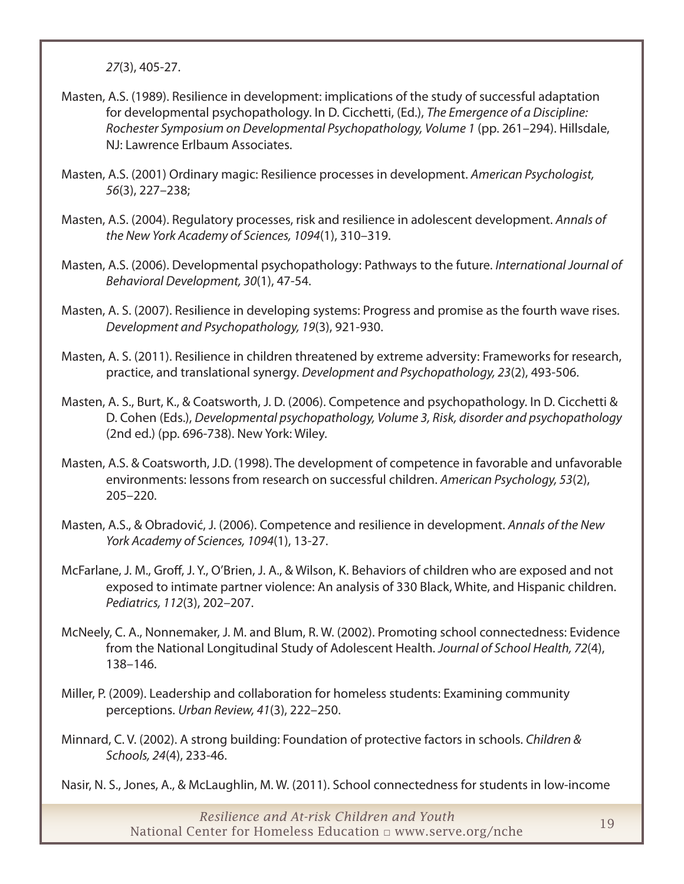*27*(3), 405-27.

Masten, A.S. (1989). Resilience in development: implications of the study of successful adaptation for developmental psychopathology. In D. Cicchetti, (Ed.), *The Emergence of a Discipline: Rochester Symposium on Developmental Psychopathology, Volume 1* (pp. 261–294). Hillsdale, NJ: Lawrence Erlbaum Associates.

Masten, A.S. (2001) Ordinary magic: Resilience processes in development. *American Psychologist, 56*(3), 227–238;

Masten, A.S. (2004). Regulatory processes, risk and resilience in adolescent development. *Annals of the New York Academy of Sciences, 1094*(1), 310–319.

Masten, A.S. (2006). Developmental psychopathology: Pathways to the future. *International Journal of Behavioral Development, 30*(1), 47-54.

Masten, A. S. (2007). Resilience in developing systems: Progress and promise as the fourth wave rises. *Development and Psychopathology, 19*(3), 921-930.

Masten, A. S. (2011). Resilience in children threatened by extreme adversity: Frameworks for research, practice, and translational synergy. *Development and Psychopathology, 23*(2), 493-506.

Masten, A. S., Burt, K., & Coatsworth, J. D. (2006). Competence and psychopathology. In D. Cicchetti & D. Cohen (Eds.), *Developmental psychopathology, Volume 3, Risk, disorder and psychopathology* (2nd ed.) (pp. 696-738). New York: Wiley.

Masten, A.S. & Coatsworth, J.D. (1998). The development of competence in favorable and unfavorable environments: lessons from research on successful children. *American Psychology, 53*(2), 205–220.

Masten, A.S., & Obradović, J. (2006). Competence and resilience in development. *Annals of the New York Academy of Sciences, 1094*(1), 13-27.

McFarlane, J. M., Groff, J. Y., O'Brien, J. A., & Wilson, K. Behaviors of children who are exposed and not exposed to intimate partner violence: An analysis of 330 Black, White, and Hispanic children. *Pediatrics, 112*(3), 202–207.

McNeely, C. A., Nonnemaker, J. M. and Blum, R. W. (2002). Promoting school connectedness: Evidence from the National Longitudinal Study of Adolescent Health. *Journal of School Health, 72*(4), 138–146.

Miller, P. (2009). Leadership and collaboration for homeless students: Examining community perceptions. *Urban Review, 41*(3), 222–250.

Minnard, C. V. (2002). A strong building: Foundation of protective factors in schools. *Children & Schools, 24*(4), 233-46.

Nasir, N. S., Jones, A., & McLaughlin, M. W. (2011). School connectedness for students in low-income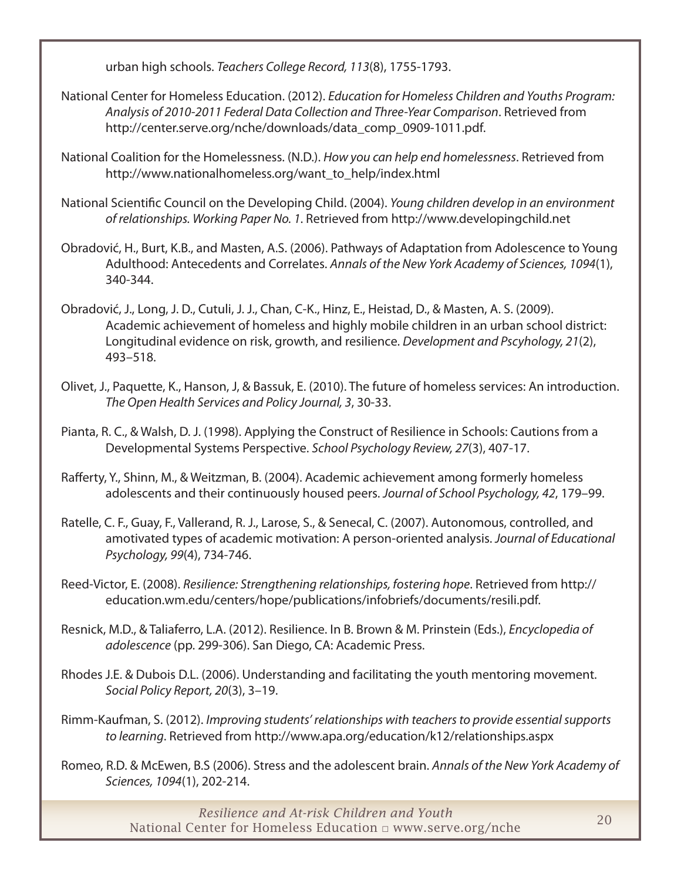urban high schools. *Teachers College Record, 113*(8), 1755-1793.

National Center for Homeless Education. (2012). *Education for Homeless Children and Youths Program: Analysis of 2010-2011 Federal Data Collection and Three-Year Comparison*. Retrieved from http://center.serve.org/nche/downloads/data_comp_0909-1011.pdf.

National Coalition for the Homelessness. (N.D.). *How you can help end homelessness*. Retrieved from http://www.nationalhomeless.org/want_to_help/index.html

National Scientific Council on the Developing Child. (2004). *Young children develop in an environment of relationships. Working Paper No. 1*. Retrieved from http://www.developingchild.net

Obradović, H., Burt, K.B., and Masten, A.S. (2006). Pathways of Adaptation from Adolescence to Young Adulthood: Antecedents and Correlates. *Annals of the New York Academy of Sciences, 1094*(1), 340-344.

Obradović, J., Long, J. D., Cutuli, J. J., Chan, C-K., Hinz, E., Heistad, D., & Masten, A. S. (2009). Academic achievement of homeless and highly mobile children in an urban school district: Longitudinal evidence on risk, growth, and resilience. *Development and Pscyhology, 21*(2), 493–518.

Olivet, J., Paquette, K., Hanson, J, & Bassuk, E. (2010). The future of homeless services: An introduction. *The Open Health Services and Policy Journal, 3*, 30-33.

Pianta, R. C., & Walsh, D. J. (1998). Applying the Construct of Resilience in Schools: Cautions from a Developmental Systems Perspective. *School Psychology Review, 27*(3), 407-17.

Rafferty, Y., Shinn, M., & Weitzman, B. (2004). Academic achievement among formerly homeless adolescents and their continuously housed peers. *Journal of School Psychology, 42*, 179–99.

Ratelle, C. F., Guay, F., Vallerand, R. J., Larose, S., & Senecal, C. (2007). Autonomous, controlled, and amotivated types of academic motivation: A person-oriented analysis. *Journal of Educational Psychology, 99*(4), 734-746.

Reed-Victor, E. (2008). *Resilience: Strengthening relationships, fostering hope*. Retrieved from http://education.wm.edu/centers/hope/publications/infobriefs/documents/resili.pdf.

Resnick, M.D., & Taliaferro, L.A. (2012). Resilience. In B. Brown & M. Prinstein (Eds.), *Encyclopedia of adolescence* (pp. 299-306). San Diego, CA: Academic Press.

Rhodes J.E. & Dubois D.L. (2006). Understanding and facilitating the youth mentoring movement. *Social Policy Report, 20*(3), 3–19.

Rimm-Kaufman, S. (2012). *Improving students' relationships with teachers to provide essential supports to learning*. Retrieved from http://www.apa.org/education/k12/relationships.aspx

Romeo, R.D. & McEwen, B.S (2006). Stress and the adolescent brain. *Annals of the New York Academy of Sciences, 1094*(1), 202-214.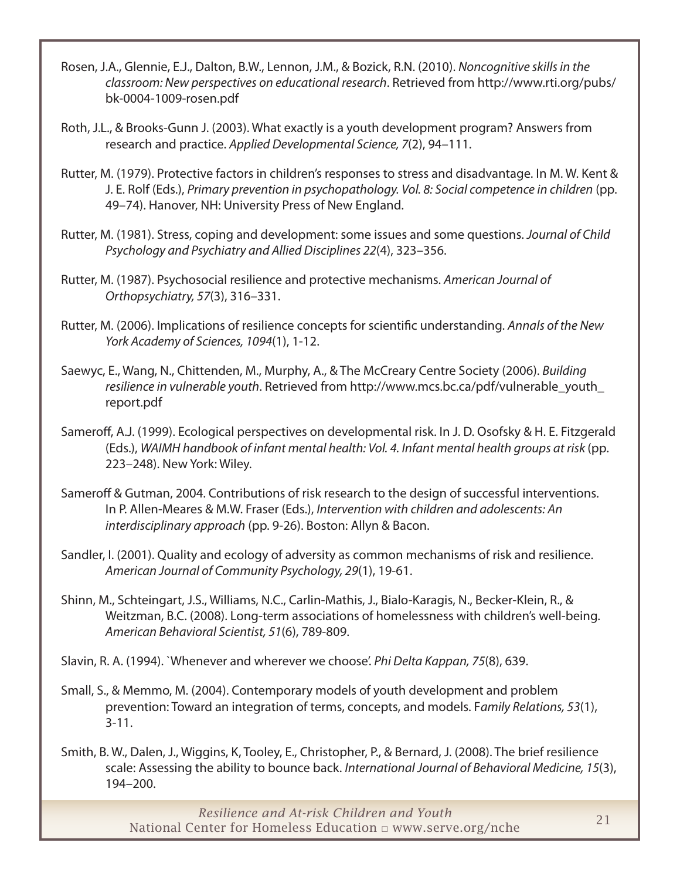Rosen, J.A., Glennie, E.J., Dalton, B.W., Lennon, J.M., & Bozick, R.N. (2010). *Noncognitive skills in the classroom: New perspectives on educational research*. Retrieved from http://www.rti.org/pubs/bk-0004-1009-rosen.pdf

Roth, J.L., & Brooks-Gunn J. (2003). What exactly is a youth development program? Answers from research and practice. *Applied Developmental Science, 7*(2), 94–111.

Rutter, M. (1979). Protective factors in children's responses to stress and disadvantage. In M. W. Kent & J. E. Rolf (Eds.), *Primary prevention in psychopathology. Vol. 8: Social competence in children* (pp. 49–74). Hanover, NH: University Press of New England.

Rutter, M. (1981). Stress, coping and development: some issues and some questions. *Journal of Child Psychology and Psychiatry and Allied Disciplines 22*(4), 323–356.

Rutter, M. (1987). Psychosocial resilience and protective mechanisms. *American Journal of Orthopsychiatry, 57*(3), 316–331.

Rutter, M. (2006). Implications of resilience concepts for scientific understanding. *Annals of the New York Academy of Sciences, 1094*(1), 1-12.

Saewyc, E., Wang, N., Chittenden, M., Murphy, A., & The McCreary Centre Society (2006). *Building resilience in vulnerable youth*. Retrieved from http://www.mcs.bc.ca/pdf/vulnerable_youth_report.pdf

Sameroff, A.J. (1999). Ecological perspectives on developmental risk. In J. D. Osofsky & H. E. Fitzgerald (Eds.), *WAIMH handbook of infant mental health: Vol. 4. Infant mental health groups at risk* (pp. 223–248). New York: Wiley.

Sameroff & Gutman, 2004. Contributions of risk research to the design of successful interventions. In P. Allen-Meares & M.W. Fraser (Eds.), *Intervention with children and adolescents: An interdisciplinary approach* (pp. 9-26). Boston: Allyn & Bacon.

Sandler, I. (2001). Quality and ecology of adversity as common mechanisms of risk and resilience. *American Journal of Community Psychology, 29*(1), 19-61.

Shinn, M., Schteingart, J.S., Williams, N.C., Carlin-Mathis, J., Bialo-Karagis, N., Becker-Klein, R., & Weitzman, B.C. (2008). Long-term associations of homelessness with children's well-being. *American Behavioral Scientist, 51*(6), 789-809.

Slavin, R. A. (1994). `Whenever and wherever we choose'. *Phi Delta Kappan, 75*(8), 639.

Small, S., & Memmo, M. (2004). Contemporary models of youth development and problem prevention: Toward an integration of terms, concepts, and models. F*amily Relations, 53*(1), 3-11.

Smith, B. W., Dalen, J., Wiggins, K, Tooley, E., Christopher, P., & Bernard, J. (2008). The brief resilience scale: Assessing the ability to bounce back. *International Journal of Behavioral Medicine, 15*(3), 194–200.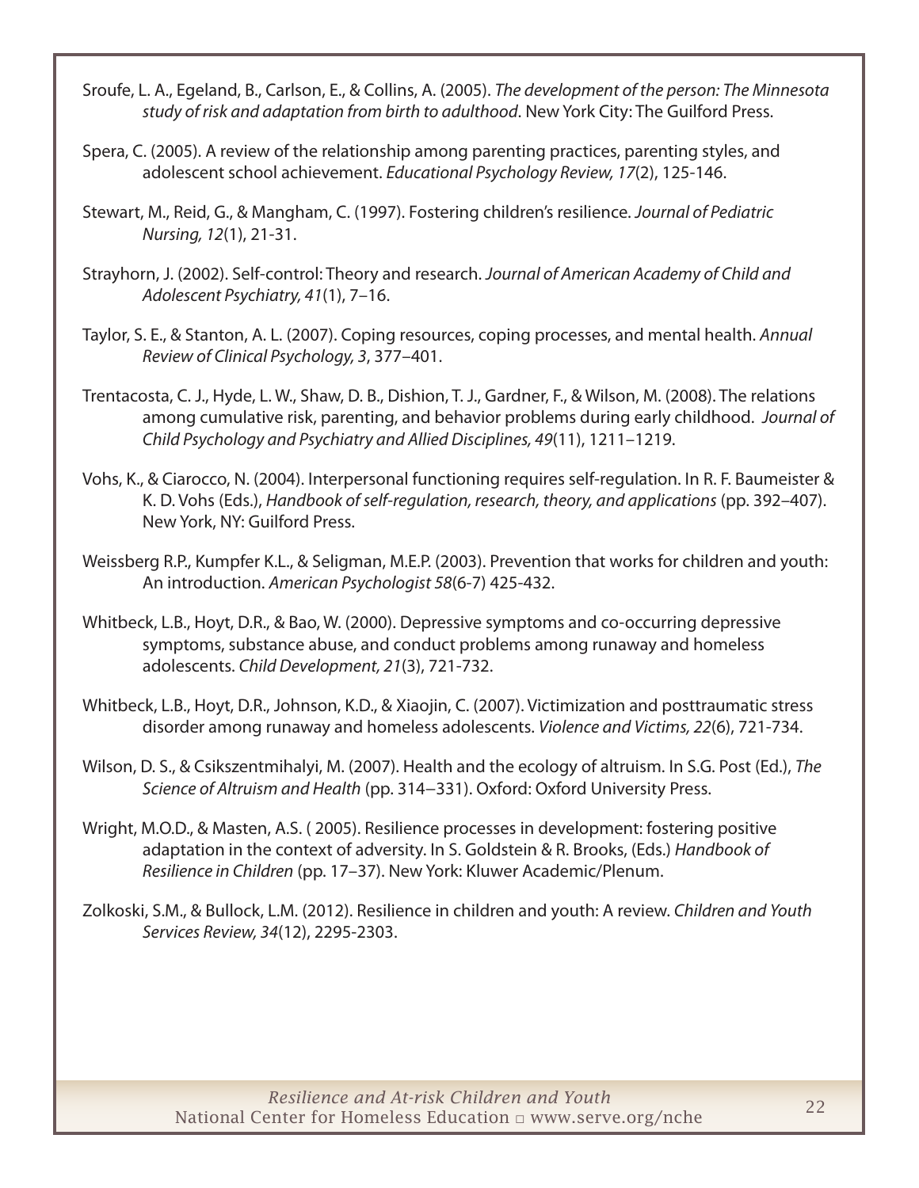Sroufe, L. A., Egeland, B., Carlson, E., & Collins, A. (2005). *The development of the person: The Minnesota study of risk and adaptation from birth to adulthood*. New York City: The Guilford Press.

Spera, C. (2005). A review of the relationship among parenting practices, parenting styles, and adolescent school achievement. *Educational Psychology Review, 17*(2), 125-146.

Stewart, M., Reid, G., & Mangham, C. (1997). Fostering children's resilience. *Journal of Pediatric Nursing, 12*(1), 21-31.

Strayhorn, J. (2002). Self-control: Theory and research. *Journal of American Academy of Child and Adolescent Psychiatry, 41*(1), 7–16.

Taylor, S. E., & Stanton, A. L. (2007). Coping resources, coping processes, and mental health. *Annual Review of Clinical Psychology, 3*, 377–401.

Trentacosta, C. J., Hyde, L. W., Shaw, D. B., Dishion, T. J., Gardner, F., & Wilson, M. (2008). The relations among cumulative risk, parenting, and behavior problems during early childhood. *Journal of Child Psychology and Psychiatry and Allied Disciplines, 49*(11), 1211–1219.

Vohs, K., & Ciarocco, N. (2004). Interpersonal functioning requires self-regulation. In R. F. Baumeister & K. D. Vohs (Eds.), *Handbook of self-regulation, research, theory, and applications* (pp. 392–407). New York, NY: Guilford Press.

Weissberg R.P., Kumpfer K.L., & Seligman, M.E.P. (2003). Prevention that works for children and youth: An introduction. *American Psychologist 58*(6-7) 425-432.

Whitbeck, L.B., Hoyt, D.R., & Bao, W. (2000). Depressive symptoms and co-occurring depressive symptoms, substance abuse, and conduct problems among runaway and homeless adolescents. *Child Development, 21*(3), 721-732.

Whitbeck, L.B., Hoyt, D.R., Johnson, K.D., & Xiaojin, C. (2007). Victimization and posttraumatic stress disorder among runaway and homeless adolescents. *Violence and Victims, 22*(6), 721-734.

Wilson, D. S., & Csikszentmihalyi, M. (2007). Health and the ecology of altruism. In S.G. Post (Ed.), *The Science of Altruism and Health* (pp. 314–331). Oxford: Oxford University Press.

Wright, M.O.D., & Masten, A.S. ( 2005). Resilience processes in development: fostering positive adaptation in the context of adversity. In S. Goldstein & R. Brooks, (Eds.) *Handbook of Resilience in Children* (pp. 17–37). New York: Kluwer Academic/Plenum.

Zolkoski, S.M., & Bullock, L.M. (2012). Resilience in children and youth: A review. *Children and Youth Services Review, 34*(12), 2295-2303.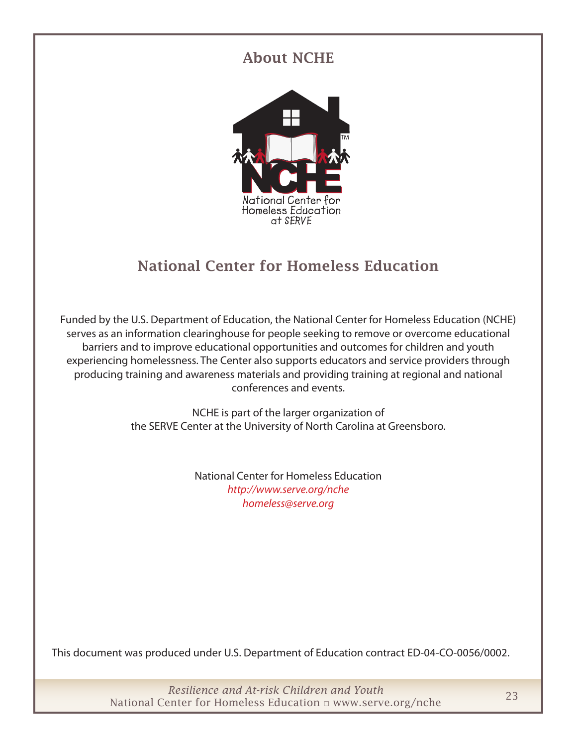## About NCHE

National Center for Homeless Education at SERVE

## National Center for Homeless Education

Funded by the U.S. Department of Education, the National Center for Homeless Education (NCHE) serves as an information clearinghouse for people seeking to remove or overcome educational barriers and to improve educational opportunities and outcomes for children and youth experiencing homelessness. The Center also supports educators and service providers through producing training and awareness materials and providing training at regional and national conferences and events.

NCHE is part of the larger organization of the SERVE Center at the University of North Carolina at Greensboro.

National Center for Homeless Education
*http://www.serve.org/nche*
*homeless@serve.org*

This document was produced under U.S. Department of Education contract ED-04-CO-0056/0002.